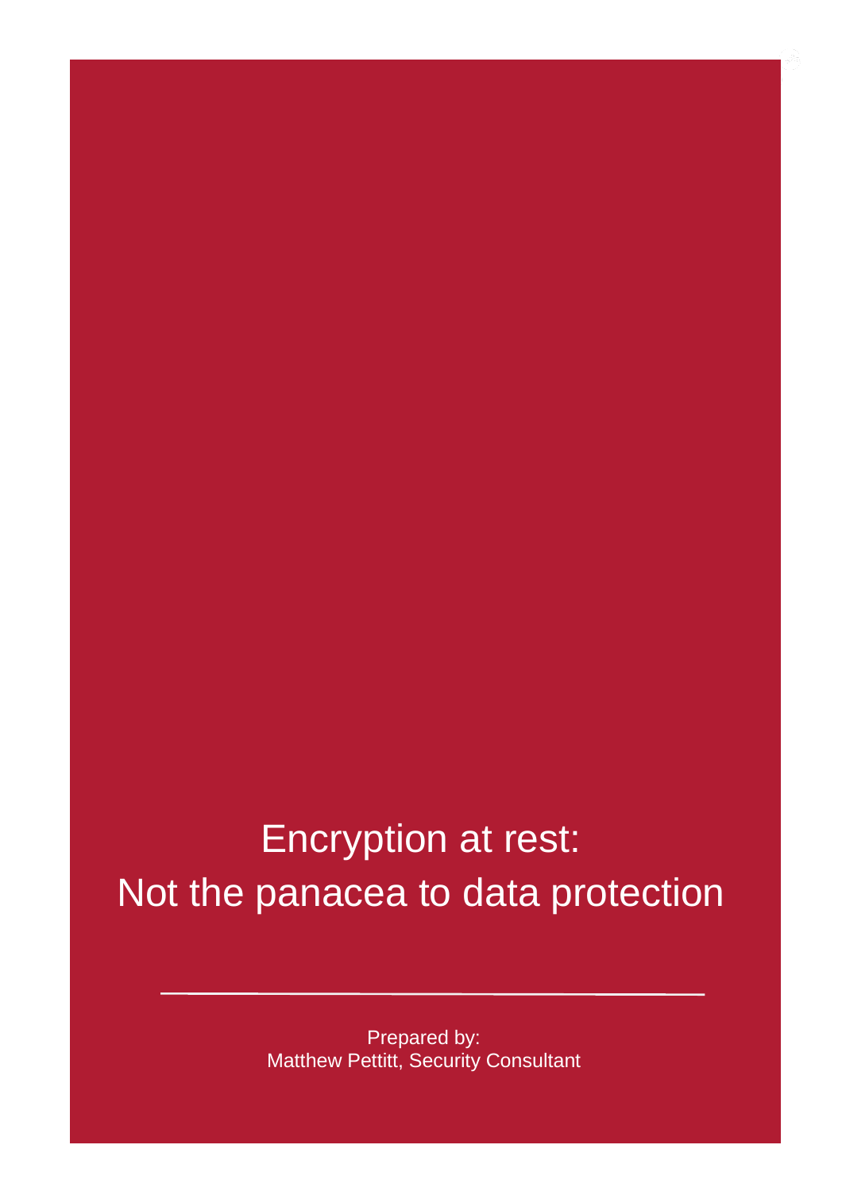# Encryption at rest: Not the panacea to data protection

Prepared by:
Matthew Pettitt, Security Consultant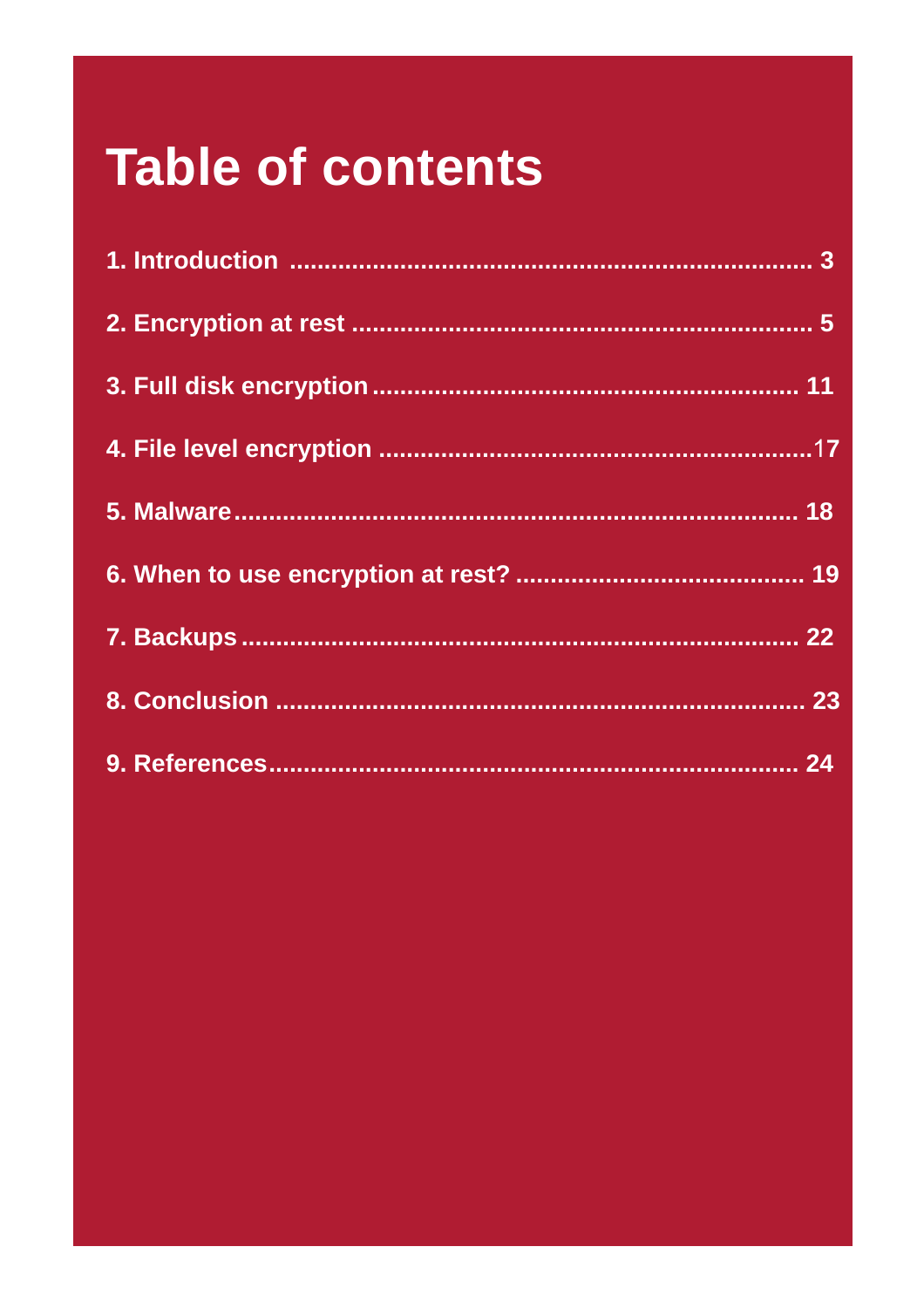# Table of contents

1. Introduction ........................................................................ 3
2. Encryption at rest ................................................................ 5
3. Full disk encryption ............................................................. 11
4. File level encryption ............................................................ 17
5. Malware ................................................................................. 18
6. When to use encryption at rest? ......................................... 19
7. Backups ................................................................................. 22
8. Conclusion ........................................................................... 23
9. References ........................................................................... 24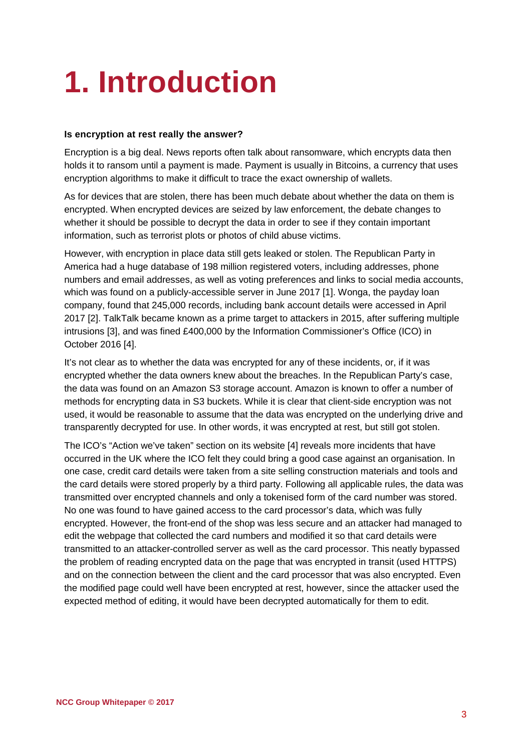# 1. Introduction

**Is encryption at rest really the answer?**

Encryption is a big deal. News reports often talk about ransomware, which encrypts data then holds it to ransom until a payment is made. Payment is usually in Bitcoins, a currency that uses encryption algorithms to make it difficult to trace the exact ownership of wallets.

As for devices that are stolen, there has been much debate about whether the data on them is encrypted. When encrypted devices are seized by law enforcement, the debate changes to whether it should be possible to decrypt the data in order to see if they contain important information, such as terrorist plots or photos of child abuse victims.

However, with encryption in place data still gets leaked or stolen. The Republican Party in America had a huge database of 198 million registered voters, including addresses, phone numbers and email addresses, as well as voting preferences and links to social media accounts, which was found on a publicly-accessible server in June 2017 [1]. Wonga, the payday loan company, found that 245,000 records, including bank account details were accessed in April 2017 [2]. TalkTalk became known as a prime target to attackers in 2015, after suffering multiple intrusions [3], and was fined £400,000 by the Information Commissioner's Office (ICO) in October 2016 [4].

It's not clear as to whether the data was encrypted for any of these incidents, or, if it was encrypted whether the data owners knew about the breaches. In the Republican Party's case, the data was found on an Amazon S3 storage account. Amazon is known to offer a number of methods for encrypting data in S3 buckets. While it is clear that client-side encryption was not used, it would be reasonable to assume that the data was encrypted on the underlying drive and transparently decrypted for use. In other words, it was encrypted at rest, but still got stolen.

The ICO's "Action we've taken" section on its website [4] reveals more incidents that have occurred in the UK where the ICO felt they could bring a good case against an organisation. In one case, credit card details were taken from a site selling construction materials and tools and the card details were stored properly by a third party. Following all applicable rules, the data was transmitted over encrypted channels and only a tokenised form of the card number was stored. No one was found to have gained access to the card processor's data, which was fully encrypted. However, the front-end of the shop was less secure and an attacker had managed to edit the webpage that collected the card numbers and modified it so that card details were transmitted to an attacker-controlled server as well as the card processor. This neatly bypassed the problem of reading encrypted data on the page that was encrypted in transit (used HTTPS) and on the connection between the client and the card processor that was also encrypted. Even the modified page could well have been encrypted at rest, however, since the attacker used the expected method of editing, it would have been decrypted automatically for them to edit.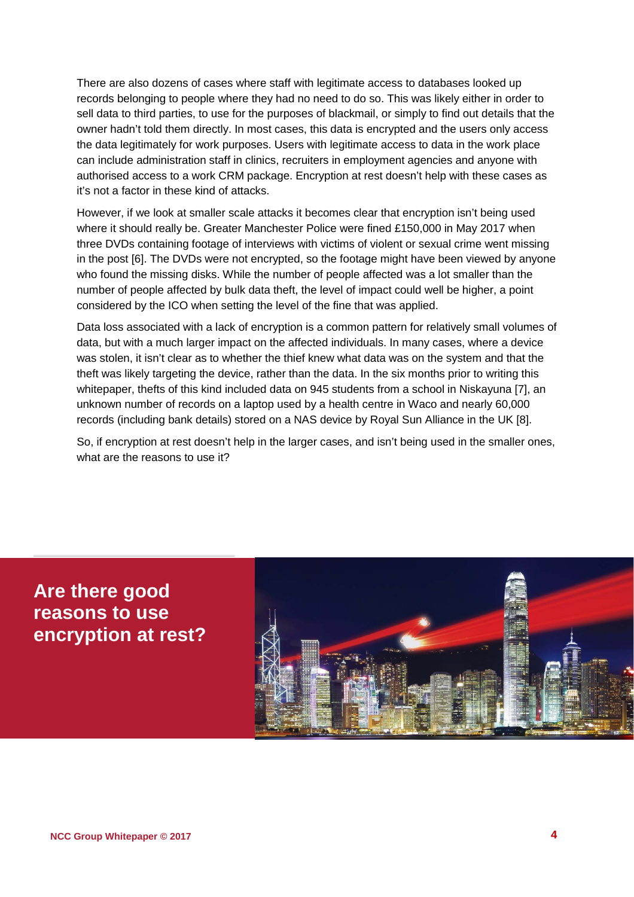There are also dozens of cases where staff with legitimate access to databases looked up records belonging to people where they had no need to do so. This was likely either in order to sell data to third parties, to use for the purposes of blackmail, or simply to find out details that the owner hadn't told them directly. In most cases, this data is encrypted and the users only access the data legitimately for work purposes. Users with legitimate access to data in the work place can include administration staff in clinics, recruiters in employment agencies and anyone with authorised access to a work CRM package. Encryption at rest doesn't help with these cases as it's not a factor in these kind of attacks.

However, if we look at smaller scale attacks it becomes clear that encryption isn't being used where it should really be. Greater Manchester Police were fined £150,000 in May 2017 when three DVDs containing footage of interviews with victims of violent or sexual crime went missing in the post [6]. The DVDs were not encrypted, so the footage might have been viewed by anyone who found the missing disks. While the number of people affected was a lot smaller than the number of people affected by bulk data theft, the level of impact could well be higher, a point considered by the ICO when setting the level of the fine that was applied.

Data loss associated with a lack of encryption is a common pattern for relatively small volumes of data, but with a much larger impact on the affected individuals. In many cases, where a device was stolen, it isn't clear as to whether the thief knew what data was on the system and that the theft was likely targeting the device, rather than the data. In the six months prior to writing this whitepaper, thefts of this kind included data on 945 students from a school in Niskayuna [7], an unknown number of records on a laptop used by a health centre in Waco and nearly 60,000 records (including bank details) stored on a NAS device by Royal Sun Alliance in the UK [8].

So, if encryption at rest doesn't help in the larger cases, and isn't being used in the smaller ones, what are the reasons to use it?

## Are there good reasons to use encryption at rest?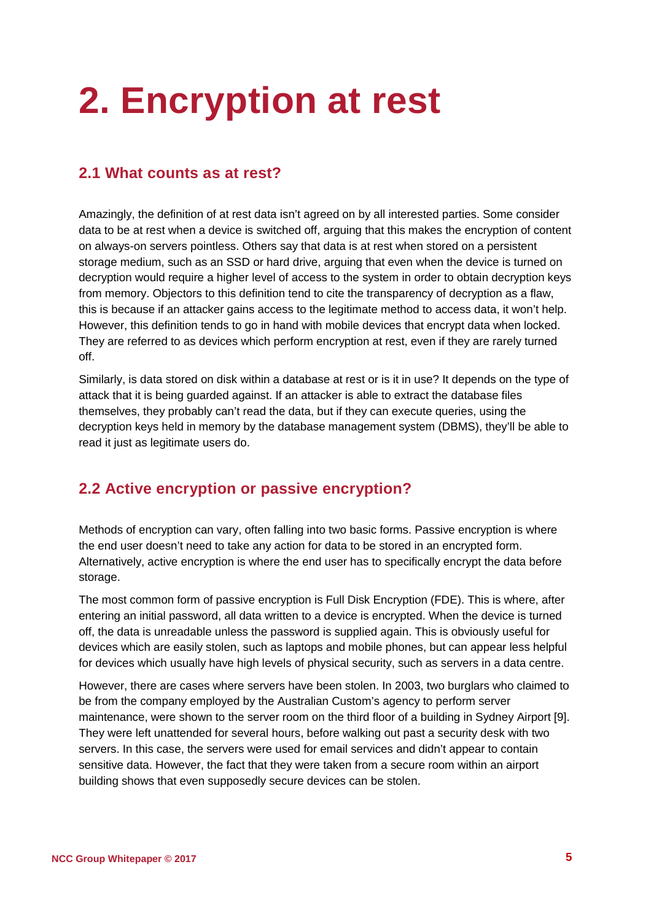# 2. Encryption at rest

## 2.1 What counts as at rest?

Amazingly, the definition of at rest data isn't agreed on by all interested parties. Some consider data to be at rest when a device is switched off, arguing that this makes the encryption of content on always-on servers pointless. Others say that data is at rest when stored on a persistent storage medium, such as an SSD or hard drive, arguing that even when the device is turned on decryption would require a higher level of access to the system in order to obtain decryption keys from memory. Objectors to this definition tend to cite the transparency of decryption as a flaw, this is because if an attacker gains access to the legitimate method to access data, it won't help. However, this definition tends to go in hand with mobile devices that encrypt data when locked. They are referred to as devices which perform encryption at rest, even if they are rarely turned off.

Similarly, is data stored on disk within a database at rest or is it in use? It depends on the type of attack that it is being guarded against. If an attacker is able to extract the database files themselves, they probably can't read the data, but if they can execute queries, using the decryption keys held in memory by the database management system (DBMS), they'll be able to read it just as legitimate users do.

## 2.2 Active encryption or passive encryption?

Methods of encryption can vary, often falling into two basic forms. Passive encryption is where the end user doesn't need to take any action for data to be stored in an encrypted form. Alternatively, active encryption is where the end user has to specifically encrypt the data before storage.

The most common form of passive encryption is Full Disk Encryption (FDE). This is where, after entering an initial password, all data written to a device is encrypted. When the device is turned off, the data is unreadable unless the password is supplied again. This is obviously useful for devices which are easily stolen, such as laptops and mobile phones, but can appear less helpful for devices which usually have high levels of physical security, such as servers in a data centre.

However, there are cases where servers have been stolen. In 2003, two burglars who claimed to be from the company employed by the Australian Custom's agency to perform server maintenance, were shown to the server room on the third floor of a building in Sydney Airport [9]. They were left unattended for several hours, before walking out past a security desk with two servers. In this case, the servers were used for email services and didn't appear to contain sensitive data. However, the fact that they were taken from a secure room within an airport building shows that even supposedly secure devices can be stolen.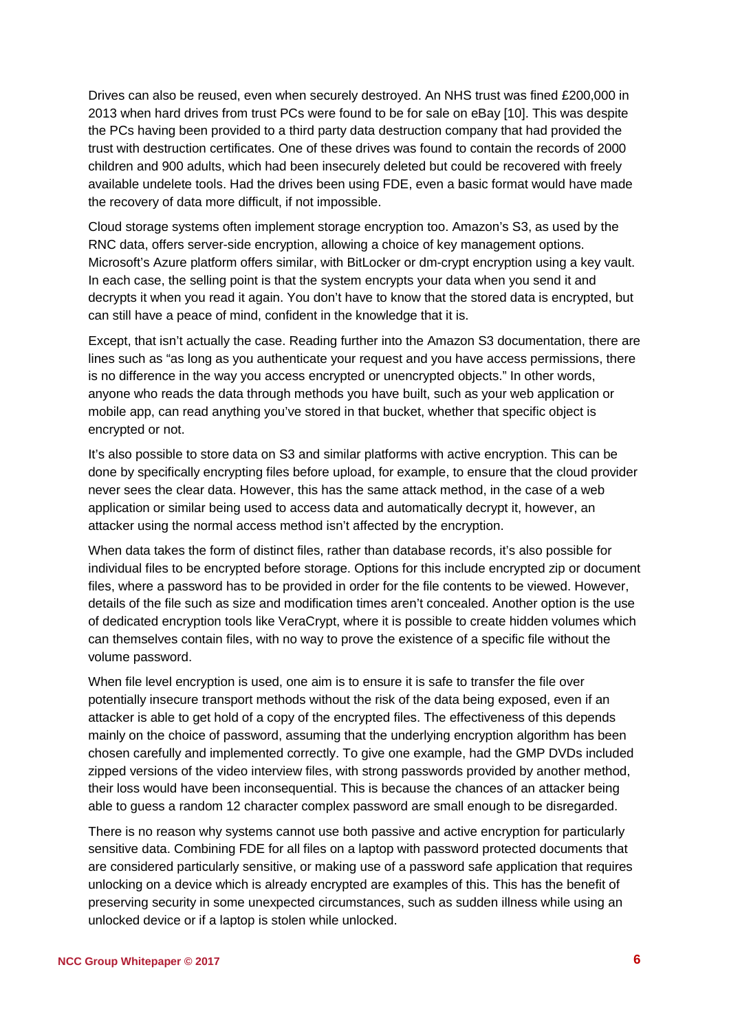Drives can also be reused, even when securely destroyed. An NHS trust was fined £200,000 in 2013 when hard drives from trust PCs were found to be for sale on eBay [10]. This was despite the PCs having been provided to a third party data destruction company that had provided the trust with destruction certificates. One of these drives was found to contain the records of 2000 children and 900 adults, which had been insecurely deleted but could be recovered with freely available undelete tools. Had the drives been using FDE, even a basic format would have made the recovery of data more difficult, if not impossible.

Cloud storage systems often implement storage encryption too. Amazon's S3, as used by the RNC data, offers server-side encryption, allowing a choice of key management options. Microsoft's Azure platform offers similar, with BitLocker or dm-crypt encryption using a key vault. In each case, the selling point is that the system encrypts your data when you send it and decrypts it when you read it again. You don't have to know that the stored data is encrypted, but can still have a peace of mind, confident in the knowledge that it is.

Except, that isn't actually the case. Reading further into the Amazon S3 documentation, there are lines such as "as long as you authenticate your request and you have access permissions, there is no difference in the way you access encrypted or unencrypted objects." In other words, anyone who reads the data through methods you have built, such as your web application or mobile app, can read anything you've stored in that bucket, whether that specific object is encrypted or not.

It's also possible to store data on S3 and similar platforms with active encryption. This can be done by specifically encrypting files before upload, for example, to ensure that the cloud provider never sees the clear data. However, this has the same attack method, in the case of a web application or similar being used to access data and automatically decrypt it, however, an attacker using the normal access method isn't affected by the encryption.

When data takes the form of distinct files, rather than database records, it's also possible for individual files to be encrypted before storage. Options for this include encrypted zip or document files, where a password has to be provided in order for the file contents to be viewed. However, details of the file such as size and modification times aren't concealed. Another option is the use of dedicated encryption tools like VeraCrypt, where it is possible to create hidden volumes which can themselves contain files, with no way to prove the existence of a specific file without the volume password.

When file level encryption is used, one aim is to ensure it is safe to transfer the file over potentially insecure transport methods without the risk of the data being exposed, even if an attacker is able to get hold of a copy of the encrypted files. The effectiveness of this depends mainly on the choice of password, assuming that the underlying encryption algorithm has been chosen carefully and implemented correctly. To give one example, had the GMP DVDs included zipped versions of the video interview files, with strong passwords provided by another method, their loss would have been inconsequential. This is because the chances of an attacker being able to guess a random 12 character complex password are small enough to be disregarded.

There is no reason why systems cannot use both passive and active encryption for particularly sensitive data. Combining FDE for all files on a laptop with password protected documents that are considered particularly sensitive, or making use of a password safe application that requires unlocking on a device which is already encrypted are examples of this. This has the benefit of preserving security in some unexpected circumstances, such as sudden illness while using an unlocked device or if a laptop is stolen while unlocked.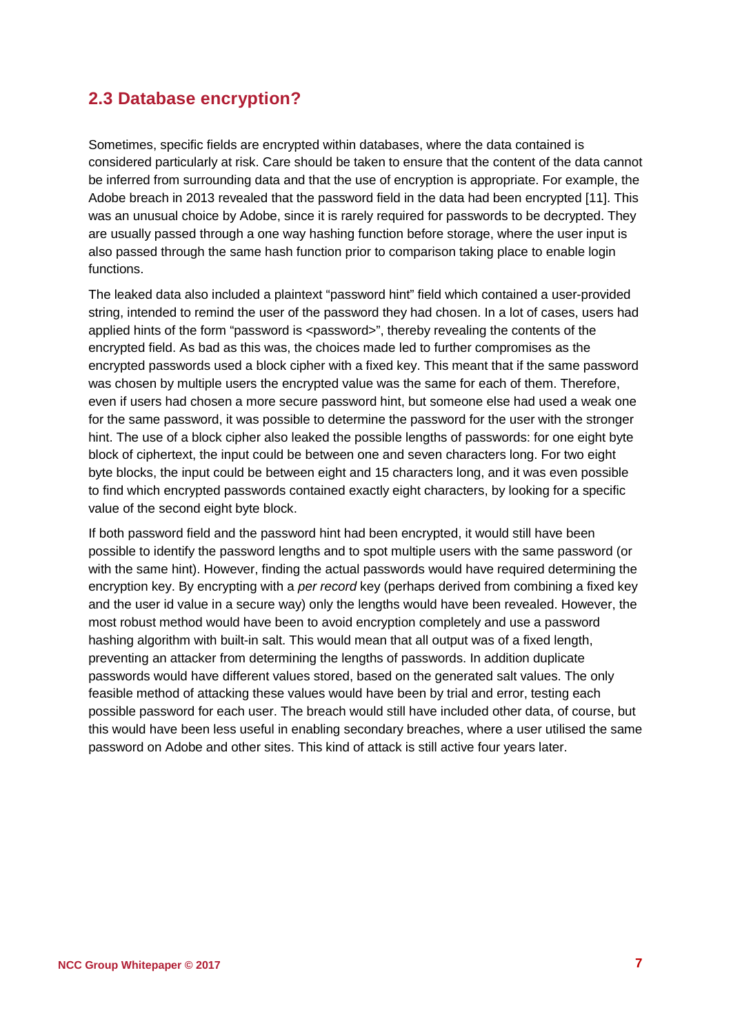## 2.3 Database encryption?

Sometimes, specific fields are encrypted within databases, where the data contained is considered particularly at risk. Care should be taken to ensure that the content of the data cannot be inferred from surrounding data and that the use of encryption is appropriate. For example, the Adobe breach in 2013 revealed that the password field in the data had been encrypted [11]. This was an unusual choice by Adobe, since it is rarely required for passwords to be decrypted. They are usually passed through a one way hashing function before storage, where the user input is also passed through the same hash function prior to comparison taking place to enable login functions.

The leaked data also included a plaintext "password hint" field which contained a user-provided string, intended to remind the user of the password they had chosen. In a lot of cases, users had applied hints of the form "password is <password>", thereby revealing the contents of the encrypted field. As bad as this was, the choices made led to further compromises as the encrypted passwords used a block cipher with a fixed key. This meant that if the same password was chosen by multiple users the encrypted value was the same for each of them. Therefore, even if users had chosen a more secure password hint, but someone else had used a weak one for the same password, it was possible to determine the password for the user with the stronger hint. The use of a block cipher also leaked the possible lengths of passwords: for one eight byte block of ciphertext, the input could be between one and seven characters long. For two eight byte blocks, the input could be between eight and 15 characters long, and it was even possible to find which encrypted passwords contained exactly eight characters, by looking for a specific value of the second eight byte block.

If both password field and the password hint had been encrypted, it would still have been possible to identify the password lengths and to spot multiple users with the same password (or with the same hint). However, finding the actual passwords would have required determining the encryption key. By encrypting with a *per record* key (perhaps derived from combining a fixed key and the user id value in a secure way) only the lengths would have been revealed. However, the most robust method would have been to avoid encryption completely and use a password hashing algorithm with built-in salt. This would mean that all output was of a fixed length, preventing an attacker from determining the lengths of passwords. In addition duplicate passwords would have different values stored, based on the generated salt values. The only feasible method of attacking these values would have been by trial and error, testing each possible password for each user. The breach would still have included other data, of course, but this would have been less useful in enabling secondary breaches, where a user utilised the same password on Adobe and other sites. This kind of attack is still active four years later.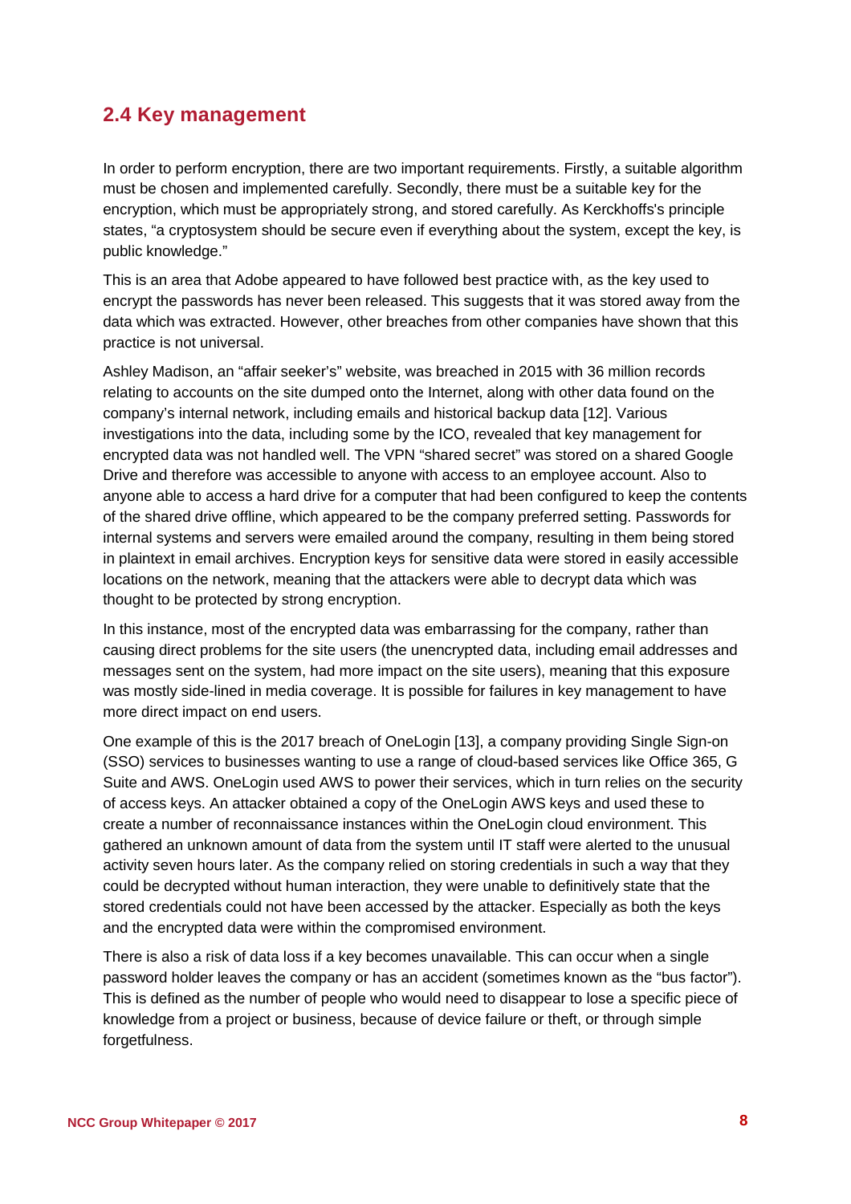## 2.4 Key management

In order to perform encryption, there are two important requirements. Firstly, a suitable algorithm must be chosen and implemented carefully. Secondly, there must be a suitable key for the encryption, which must be appropriately strong, and stored carefully. As Kerckhoffs's principle states, "a cryptosystem should be secure even if everything about the system, except the key, is public knowledge."

This is an area that Adobe appeared to have followed best practice with, as the key used to encrypt the passwords has never been released. This suggests that it was stored away from the data which was extracted. However, other breaches from other companies have shown that this practice is not universal.

Ashley Madison, an "affair seeker's" website, was breached in 2015 with 36 million records relating to accounts on the site dumped onto the Internet, along with other data found on the company's internal network, including emails and historical backup data [12]. Various investigations into the data, including some by the ICO, revealed that key management for encrypted data was not handled well. The VPN "shared secret" was stored on a shared Google Drive and therefore was accessible to anyone with access to an employee account. Also to anyone able to access a hard drive for a computer that had been configured to keep the contents of the shared drive offline, which appeared to be the company preferred setting. Passwords for internal systems and servers were emailed around the company, resulting in them being stored in plaintext in email archives. Encryption keys for sensitive data were stored in easily accessible locations on the network, meaning that the attackers were able to decrypt data which was thought to be protected by strong encryption.

In this instance, most of the encrypted data was embarrassing for the company, rather than causing direct problems for the site users (the unencrypted data, including email addresses and messages sent on the system, had more impact on the site users), meaning that this exposure was mostly side-lined in media coverage. It is possible for failures in key management to have more direct impact on end users.

One example of this is the 2017 breach of OneLogin [13], a company providing Single Sign-on (SSO) services to businesses wanting to use a range of cloud-based services like Office 365, G Suite and AWS. OneLogin used AWS to power their services, which in turn relies on the security of access keys. An attacker obtained a copy of the OneLogin AWS keys and used these to create a number of reconnaissance instances within the OneLogin cloud environment. This gathered an unknown amount of data from the system until IT staff were alerted to the unusual activity seven hours later. As the company relied on storing credentials in such a way that they could be decrypted without human interaction, they were unable to definitively state that the stored credentials could not have been accessed by the attacker. Especially as both the keys and the encrypted data were within the compromised environment.

There is also a risk of data loss if a key becomes unavailable. This can occur when a single password holder leaves the company or has an accident (sometimes known as the "bus factor"). This is defined as the number of people who would need to disappear to lose a specific piece of knowledge from a project or business, because of device failure or theft, or through simple forgetfulness.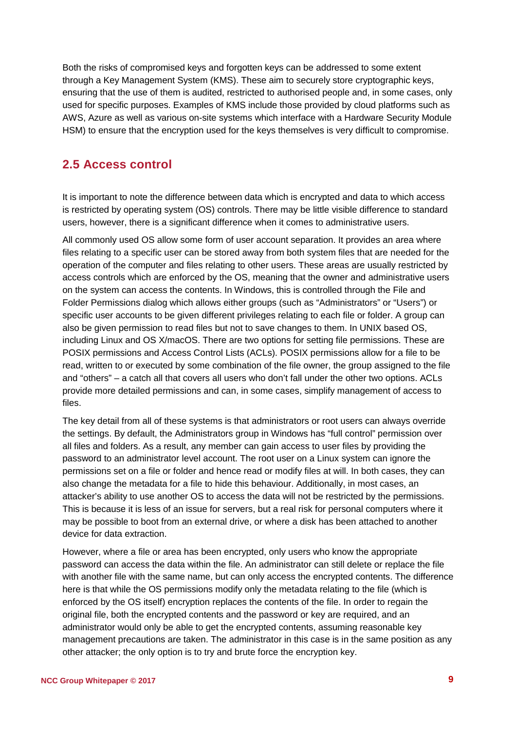Both the risks of compromised keys and forgotten keys can be addressed to some extent through a Key Management System (KMS). These aim to securely store cryptographic keys, ensuring that the use of them is audited, restricted to authorised people and, in some cases, only used for specific purposes. Examples of KMS include those provided by cloud platforms such as AWS, Azure as well as various on-site systems which interface with a Hardware Security Module HSM) to ensure that the encryption used for the keys themselves is very difficult to compromise.

## 2.5 Access control

It is important to note the difference between data which is encrypted and data to which access is restricted by operating system (OS) controls. There may be little visible difference to standard users, however, there is a significant difference when it comes to administrative users.

All commonly used OS allow some form of user account separation. It provides an area where files relating to a specific user can be stored away from both system files that are needed for the operation of the computer and files relating to other users. These areas are usually restricted by access controls which are enforced by the OS, meaning that the owner and administrative users on the system can access the contents. In Windows, this is controlled through the File and Folder Permissions dialog which allows either groups (such as "Administrators" or "Users") or specific user accounts to be given different privileges relating to each file or folder. A group can also be given permission to read files but not to save changes to them. In UNIX based OS, including Linux and OS X/macOS. There are two options for setting file permissions. These are POSIX permissions and Access Control Lists (ACLs). POSIX permissions allow for a file to be read, written to or executed by some combination of the file owner, the group assigned to the file and "others" – a catch all that covers all users who don't fall under the other two options. ACLs provide more detailed permissions and can, in some cases, simplify management of access to files.

The key detail from all of these systems is that administrators or root users can always override the settings. By default, the Administrators group in Windows has "full control" permission over all files and folders. As a result, any member can gain access to user files by providing the password to an administrator level account. The root user on a Linux system can ignore the permissions set on a file or folder and hence read or modify files at will. In both cases, they can also change the metadata for a file to hide this behaviour. Additionally, in most cases, an attacker's ability to use another OS to access the data will not be restricted by the permissions. This is because it is less of an issue for servers, but a real risk for personal computers where it may be possible to boot from an external drive, or where a disk has been attached to another device for data extraction.

However, where a file or area has been encrypted, only users who know the appropriate password can access the data within the file. An administrator can still delete or replace the file with another file with the same name, but can only access the encrypted contents. The difference here is that while the OS permissions modify only the metadata relating to the file (which is enforced by the OS itself) encryption replaces the contents of the file. In order to regain the original file, both the encrypted contents and the password or key are required, and an administrator would only be able to get the encrypted contents, assuming reasonable key management precautions are taken. The administrator in this case is in the same position as any other attacker; the only option is to try and brute force the encryption key.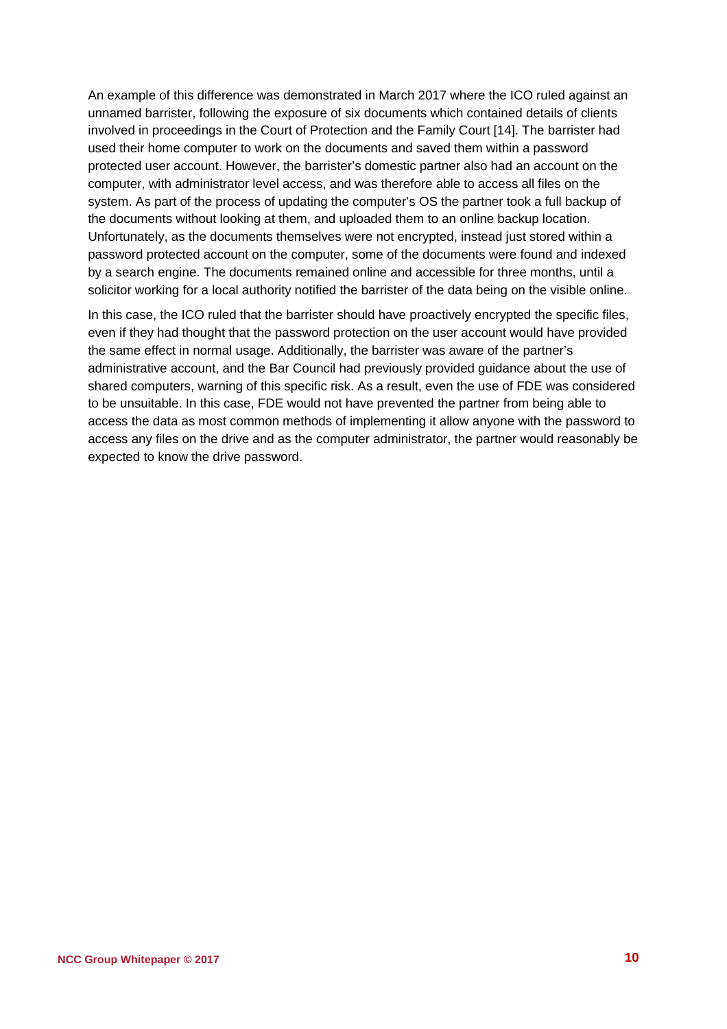An example of this difference was demonstrated in March 2017 where the ICO ruled against an unnamed barrister, following the exposure of six documents which contained details of clients involved in proceedings in the Court of Protection and the Family Court [14]. The barrister had used their home computer to work on the documents and saved them within a password protected user account. However, the barrister's domestic partner also had an account on the computer, with administrator level access, and was therefore able to access all files on the system. As part of the process of updating the computer's OS the partner took a full backup of the documents without looking at them, and uploaded them to an online backup location. Unfortunately, as the documents themselves were not encrypted, instead just stored within a password protected account on the computer, some of the documents were found and indexed by a search engine. The documents remained online and accessible for three months, until a solicitor working for a local authority notified the barrister of the data being on the visible online.

In this case, the ICO ruled that the barrister should have proactively encrypted the specific files, even if they had thought that the password protection on the user account would have provided the same effect in normal usage. Additionally, the barrister was aware of the partner's administrative account, and the Bar Council had previously provided guidance about the use of shared computers, warning of this specific risk. As a result, even the use of FDE was considered to be unsuitable. In this case, FDE would not have prevented the partner from being able to access the data as most common methods of implementing it allow anyone with the password to access any files on the drive and as the computer administrator, the partner would reasonably be expected to know the drive password.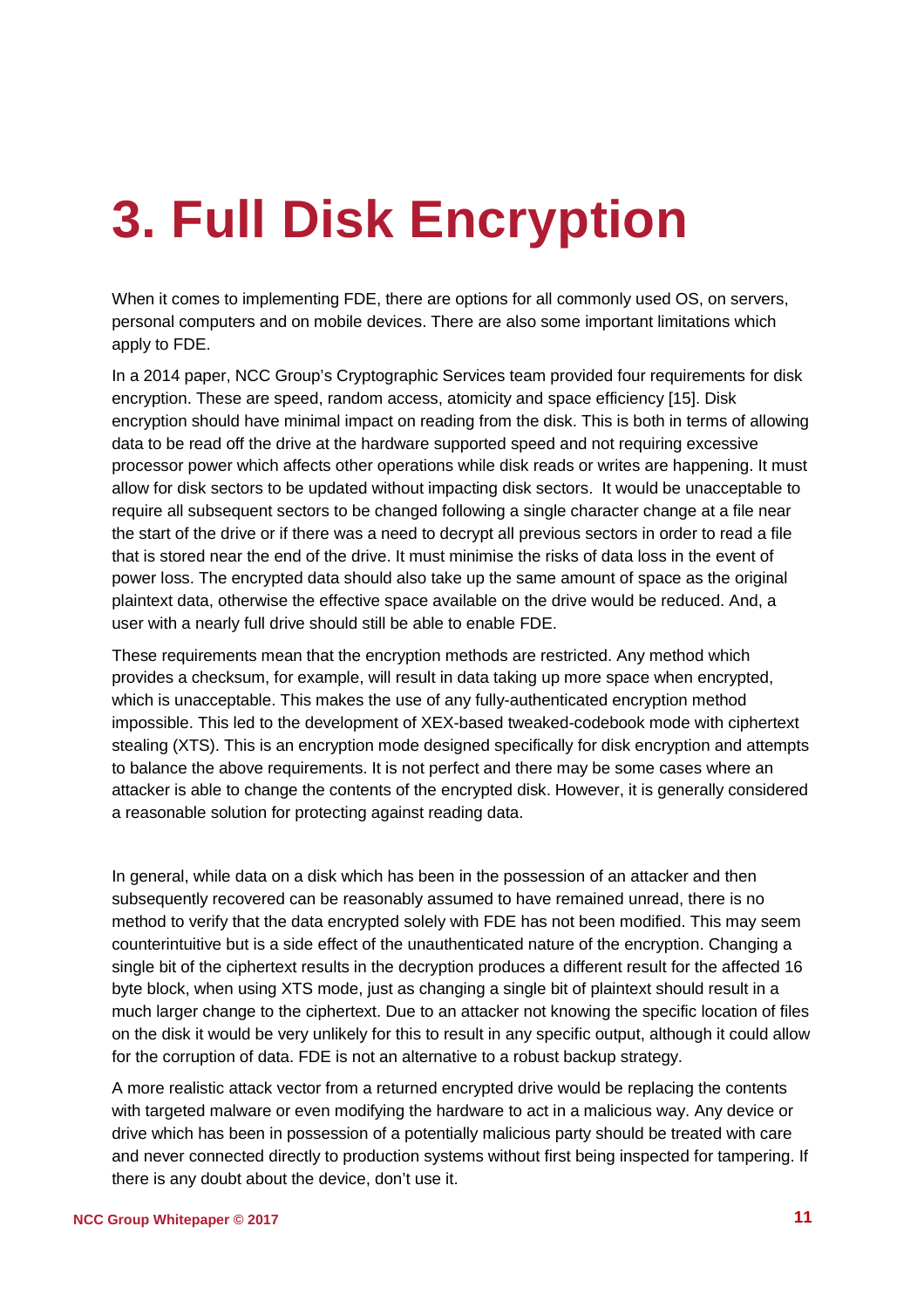# 3. Full Disk Encryption

When it comes to implementing FDE, there are options for all commonly used OS, on servers, personal computers and on mobile devices. There are also some important limitations which apply to FDE.

In a 2014 paper, NCC Group's Cryptographic Services team provided four requirements for disk encryption. These are speed, random access, atomicity and space efficiency [15]. Disk encryption should have minimal impact on reading from the disk. This is both in terms of allowing data to be read off the drive at the hardware supported speed and not requiring excessive processor power which affects other operations while disk reads or writes are happening. It must allow for disk sectors to be updated without impacting disk sectors. It would be unacceptable to require all subsequent sectors to be changed following a single character change at a file near the start of the drive or if there was a need to decrypt all previous sectors in order to read a file that is stored near the end of the drive. It must minimise the risks of data loss in the event of power loss. The encrypted data should also take up the same amount of space as the original plaintext data, otherwise the effective space available on the drive would be reduced. And, a user with a nearly full drive should still be able to enable FDE.

These requirements mean that the encryption methods are restricted. Any method which provides a checksum, for example, will result in data taking up more space when encrypted, which is unacceptable. This makes the use of any fully-authenticated encryption method impossible. This led to the development of XEX-based tweaked-codebook mode with ciphertext stealing (XTS). This is an encryption mode designed specifically for disk encryption and attempts to balance the above requirements. It is not perfect and there may be some cases where an attacker is able to change the contents of the encrypted disk. However, it is generally considered a reasonable solution for protecting against reading data.

In general, while data on a disk which has been in the possession of an attacker and then subsequently recovered can be reasonably assumed to have remained unread, there is no method to verify that the data encrypted solely with FDE has not been modified. This may seem counterintuitive but is a side effect of the unauthenticated nature of the encryption. Changing a single bit of the ciphertext results in the decryption produces a different result for the affected 16 byte block, when using XTS mode, just as changing a single bit of plaintext should result in a much larger change to the ciphertext. Due to an attacker not knowing the specific location of files on the disk it would be very unlikely for this to result in any specific output, although it could allow for the corruption of data. FDE is not an alternative to a robust backup strategy.

A more realistic attack vector from a returned encrypted drive would be replacing the contents with targeted malware or even modifying the hardware to act in a malicious way. Any device or drive which has been in possession of a potentially malicious party should be treated with care and never connected directly to production systems without first being inspected for tampering. If there is any doubt about the device, don't use it.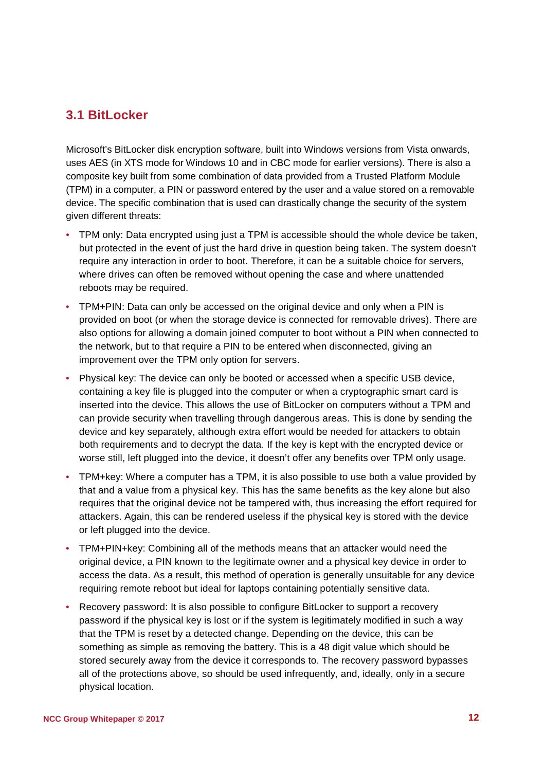## 3.1 BitLocker

Microsoft's BitLocker disk encryption software, built into Windows versions from Vista onwards, uses AES (in XTS mode for Windows 10 and in CBC mode for earlier versions). There is also a composite key built from some combination of data provided from a Trusted Platform Module (TPM) in a computer, a PIN or password entered by the user and a value stored on a removable device. The specific combination that is used can drastically change the security of the system given different threats:

- TPM only: Data encrypted using just a TPM is accessible should the whole device be taken, but protected in the event of just the hard drive in question being taken. The system doesn't require any interaction in order to boot. Therefore, it can be a suitable choice for servers, where drives can often be removed without opening the case and where unattended reboots may be required.
- TPM+PIN: Data can only be accessed on the original device and only when a PIN is provided on boot (or when the storage device is connected for removable drives). There are also options for allowing a domain joined computer to boot without a PIN when connected to the network, but to that require a PIN to be entered when disconnected, giving an improvement over the TPM only option for servers.
- Physical key: The device can only be booted or accessed when a specific USB device, containing a key file is plugged into the computer or when a cryptographic smart card is inserted into the device. This allows the use of BitLocker on computers without a TPM and can provide security when travelling through dangerous areas. This is done by sending the device and key separately, although extra effort would be needed for attackers to obtain both requirements and to decrypt the data. If the key is kept with the encrypted device or worse still, left plugged into the device, it doesn't offer any benefits over TPM only usage.
- TPM+key: Where a computer has a TPM, it is also possible to use both a value provided by that and a value from a physical key. This has the same benefits as the key alone but also requires that the original device not be tampered with, thus increasing the effort required for attackers. Again, this can be rendered useless if the physical key is stored with the device or left plugged into the device.
- TPM+PIN+key: Combining all of the methods means that an attacker would need the original device, a PIN known to the legitimate owner and a physical key device in order to access the data. As a result, this method of operation is generally unsuitable for any device requiring remote reboot but ideal for laptops containing potentially sensitive data.
- Recovery password: It is also possible to configure BitLocker to support a recovery password if the physical key is lost or if the system is legitimately modified in such a way that the TPM is reset by a detected change. Depending on the device, this can be something as simple as removing the battery. This is a 48 digit value which should be stored securely away from the device it corresponds to. The recovery password bypasses all of the protections above, so should be used infrequently, and, ideally, only in a secure physical location.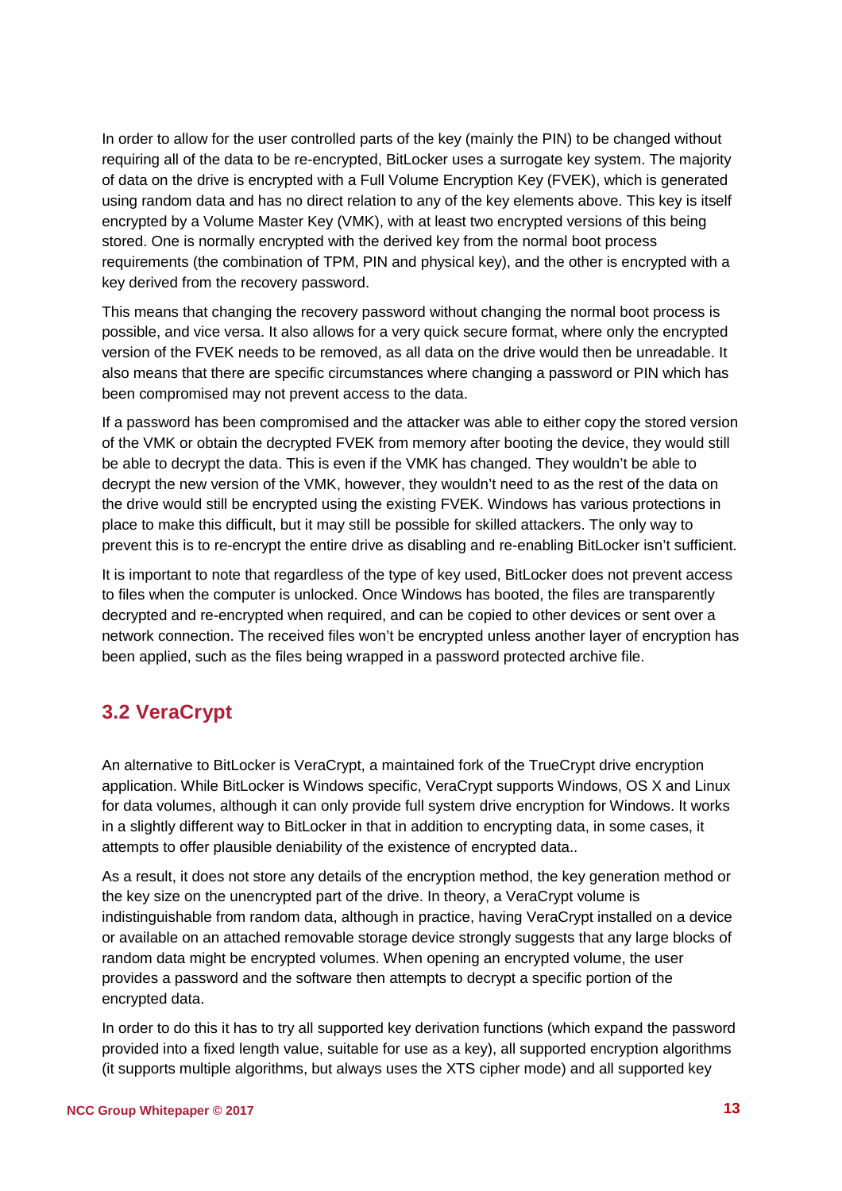In order to allow for the user controlled parts of the key (mainly the PIN) to be changed without requiring all of the data to be re-encrypted, BitLocker uses a surrogate key system. The majority of data on the drive is encrypted with a Full Volume Encryption Key (FVEK), which is generated using random data and has no direct relation to any of the key elements above. This key is itself encrypted by a Volume Master Key (VMK), with at least two encrypted versions of this being stored. One is normally encrypted with the derived key from the normal boot process requirements (the combination of TPM, PIN and physical key), and the other is encrypted with a key derived from the recovery password.

This means that changing the recovery password without changing the normal boot process is possible, and vice versa. It also allows for a very quick secure format, where only the encrypted version of the FVEK needs to be removed, as all data on the drive would then be unreadable. It also means that there are specific circumstances where changing a password or PIN which has been compromised may not prevent access to the data.

If a password has been compromised and the attacker was able to either copy the stored version of the VMK or obtain the decrypted FVEK from memory after booting the device, they would still be able to decrypt the data. This is even if the VMK has changed. They wouldn't be able to decrypt the new version of the VMK, however, they wouldn't need to as the rest of the data on the drive would still be encrypted using the existing FVEK. Windows has various protections in place to make this difficult, but it may still be possible for skilled attackers. The only way to prevent this is to re-encrypt the entire drive as disabling and re-enabling BitLocker isn't sufficient.

It is important to note that regardless of the type of key used, BitLocker does not prevent access to files when the computer is unlocked. Once Windows has booted, the files are transparently decrypted and re-encrypted when required, and can be copied to other devices or sent over a network connection. The received files won't be encrypted unless another layer of encryption has been applied, such as the files being wrapped in a password protected archive file.

## 3.2 VeraCrypt

An alternative to BitLocker is VeraCrypt, a maintained fork of the TrueCrypt drive encryption application. While BitLocker is Windows specific, VeraCrypt supports Windows, OS X and Linux for data volumes, although it can only provide full system drive encryption for Windows. It works in a slightly different way to BitLocker in that in addition to encrypting data, in some cases, it attempts to offer plausible deniability of the existence of encrypted data..

As a result, it does not store any details of the encryption method, the key generation method or the key size on the unencrypted part of the drive. In theory, a VeraCrypt volume is indistinguishable from random data, although in practice, having VeraCrypt installed on a device or available on an attached removable storage device strongly suggests that any large blocks of random data might be encrypted volumes. When opening an encrypted volume, the user provides a password and the software then attempts to decrypt a specific portion of the encrypted data.

In order to do this it has to try all supported key derivation functions (which expand the password provided into a fixed length value, suitable for use as a key), all supported encryption algorithms (it supports multiple algorithms, but always uses the XTS cipher mode) and all supported key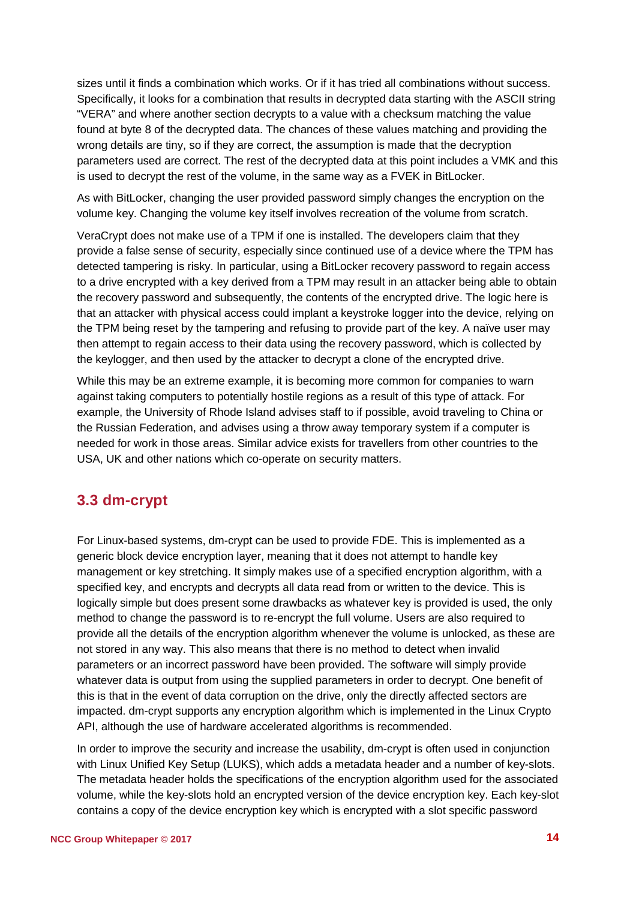sizes until it finds a combination which works. Or if it has tried all combinations without success. Specifically, it looks for a combination that results in decrypted data starting with the ASCII string “VERA” and where another section decrypts to a value with a checksum matching the value found at byte 8 of the decrypted data. The chances of these values matching and providing the wrong details are tiny, so if they are correct, the assumption is made that the decryption parameters used are correct. The rest of the decrypted data at this point includes a VMK and this is used to decrypt the rest of the volume, in the same way as a FVEK in BitLocker.

As with BitLocker, changing the user provided password simply changes the encryption on the volume key. Changing the volume key itself involves recreation of the volume from scratch.

VeraCrypt does not make use of a TPM if one is installed. The developers claim that they provide a false sense of security, especially since continued use of a device where the TPM has detected tampering is risky. In particular, using a BitLocker recovery password to regain access to a drive encrypted with a key derived from a TPM may result in an attacker being able to obtain the recovery password and subsequently, the contents of the encrypted drive. The logic here is that an attacker with physical access could implant a keystroke logger into the device, relying on the TPM being reset by the tampering and refusing to provide part of the key. A naïve user may then attempt to regain access to their data using the recovery password, which is collected by the keylogger, and then used by the attacker to decrypt a clone of the encrypted drive.

While this may be an extreme example, it is becoming more common for companies to warn against taking computers to potentially hostile regions as a result of this type of attack. For example, the University of Rhode Island advises staff to if possible, avoid traveling to China or the Russian Federation, and advises using a throw away temporary system if a computer is needed for work in those areas. Similar advice exists for travellers from other countries to the USA, UK and other nations which co-operate on security matters.

## 3.3 dm-crypt

For Linux-based systems, dm-crypt can be used to provide FDE. This is implemented as a generic block device encryption layer, meaning that it does not attempt to handle key management or key stretching. It simply makes use of a specified encryption algorithm, with a specified key, and encrypts and decrypts all data read from or written to the device. This is logically simple but does present some drawbacks as whatever key is provided is used, the only method to change the password is to re-encrypt the full volume. Users are also required to provide all the details of the encryption algorithm whenever the volume is unlocked, as these are not stored in any way. This also means that there is no method to detect when invalid parameters or an incorrect password have been provided. The software will simply provide whatever data is output from using the supplied parameters in order to decrypt. One benefit of this is that in the event of data corruption on the drive, only the directly affected sectors are impacted. dm-crypt supports any encryption algorithm which is implemented in the Linux Crypto API, although the use of hardware accelerated algorithms is recommended.

In order to improve the security and increase the usability, dm-crypt is often used in conjunction with Linux Unified Key Setup (LUKS), which adds a metadata header and a number of key-slots. The metadata header holds the specifications of the encryption algorithm used for the associated volume, while the key-slots hold an encrypted version of the device encryption key. Each key-slot contains a copy of the device encryption key which is encrypted with a slot specific password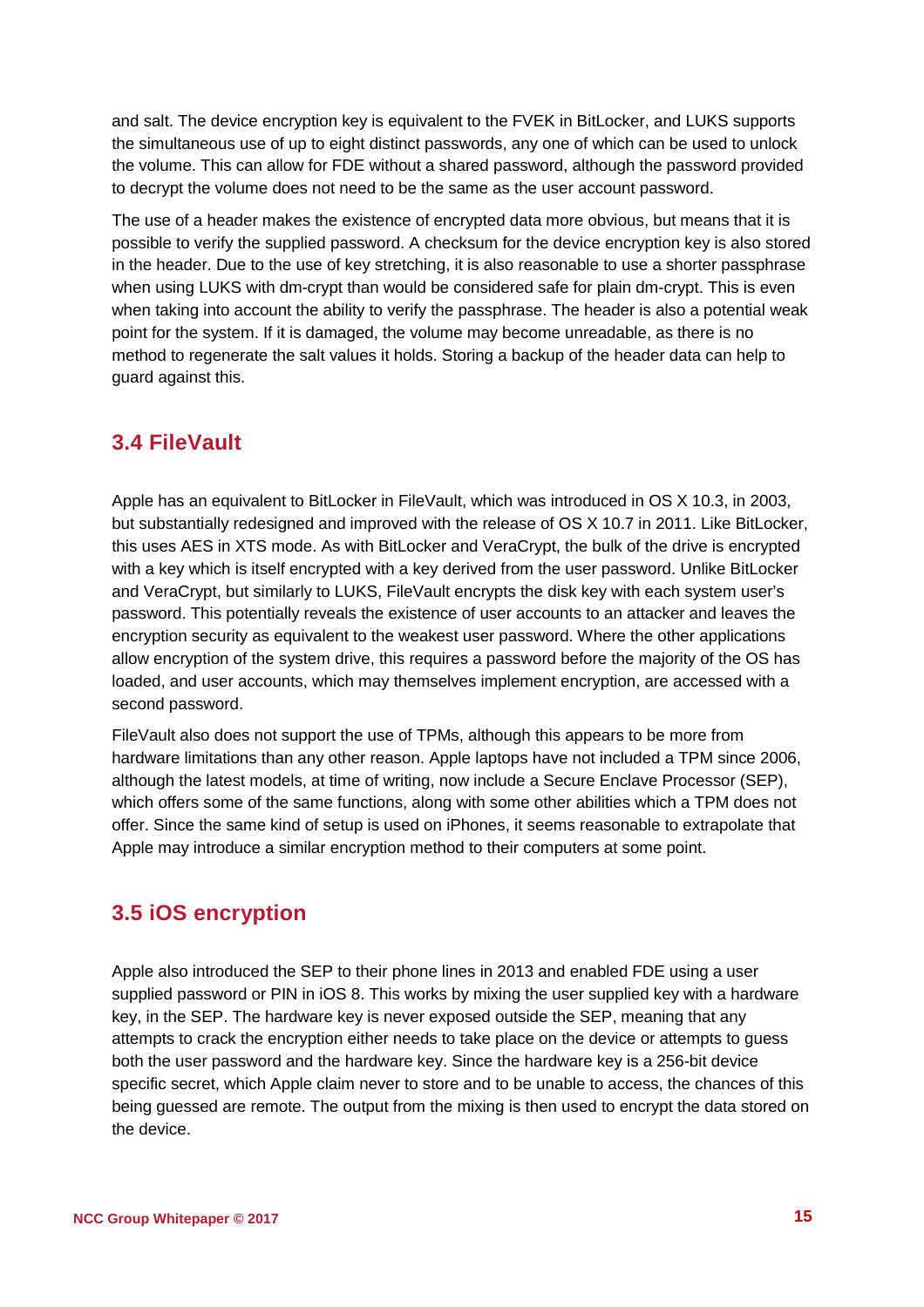and salt. The device encryption key is equivalent to the FVEK in BitLocker, and LUKS supports the simultaneous use of up to eight distinct passwords, any one of which can be used to unlock the volume. This can allow for FDE without a shared password, although the password provided to decrypt the volume does not need to be the same as the user account password.

The use of a header makes the existence of encrypted data more obvious, but means that it is possible to verify the supplied password. A checksum for the device encryption key is also stored in the header. Due to the use of key stretching, it is also reasonable to use a shorter passphrase when using LUKS with dm-crypt than would be considered safe for plain dm-crypt. This is even when taking into account the ability to verify the passphrase. The header is also a potential weak point for the system. If it is damaged, the volume may become unreadable, as there is no method to regenerate the salt values it holds. Storing a backup of the header data can help to guard against this.

## 3.4 FileVault

Apple has an equivalent to BitLocker in FileVault, which was introduced in OS X 10.3, in 2003, but substantially redesigned and improved with the release of OS X 10.7 in 2011. Like BitLocker, this uses AES in XTS mode. As with BitLocker and VeraCrypt, the bulk of the drive is encrypted with a key which is itself encrypted with a key derived from the user password. Unlike BitLocker and VeraCrypt, but similarly to LUKS, FileVault encrypts the disk key with each system user's password. This potentially reveals the existence of user accounts to an attacker and leaves the encryption security as equivalent to the weakest user password. Where the other applications allow encryption of the system drive, this requires a password before the majority of the OS has loaded, and user accounts, which may themselves implement encryption, are accessed with a second password.

FileVault also does not support the use of TPMs, although this appears to be more from hardware limitations than any other reason. Apple laptops have not included a TPM since 2006, although the latest models, at time of writing, now include a Secure Enclave Processor (SEP), which offers some of the same functions, along with some other abilities which a TPM does not offer. Since the same kind of setup is used on iPhones, it seems reasonable to extrapolate that Apple may introduce a similar encryption method to their computers at some point.

## 3.5 iOS encryption

Apple also introduced the SEP to their phone lines in 2013 and enabled FDE using a user supplied password or PIN in iOS 8. This works by mixing the user supplied key with a hardware key, in the SEP. The hardware key is never exposed outside the SEP, meaning that any attempts to crack the encryption either needs to take place on the device or attempts to guess both the user password and the hardware key. Since the hardware key is a 256-bit device specific secret, which Apple claim never to store and to be unable to access, the chances of this being guessed are remote. The output from the mixing is then used to encrypt the data stored on the device.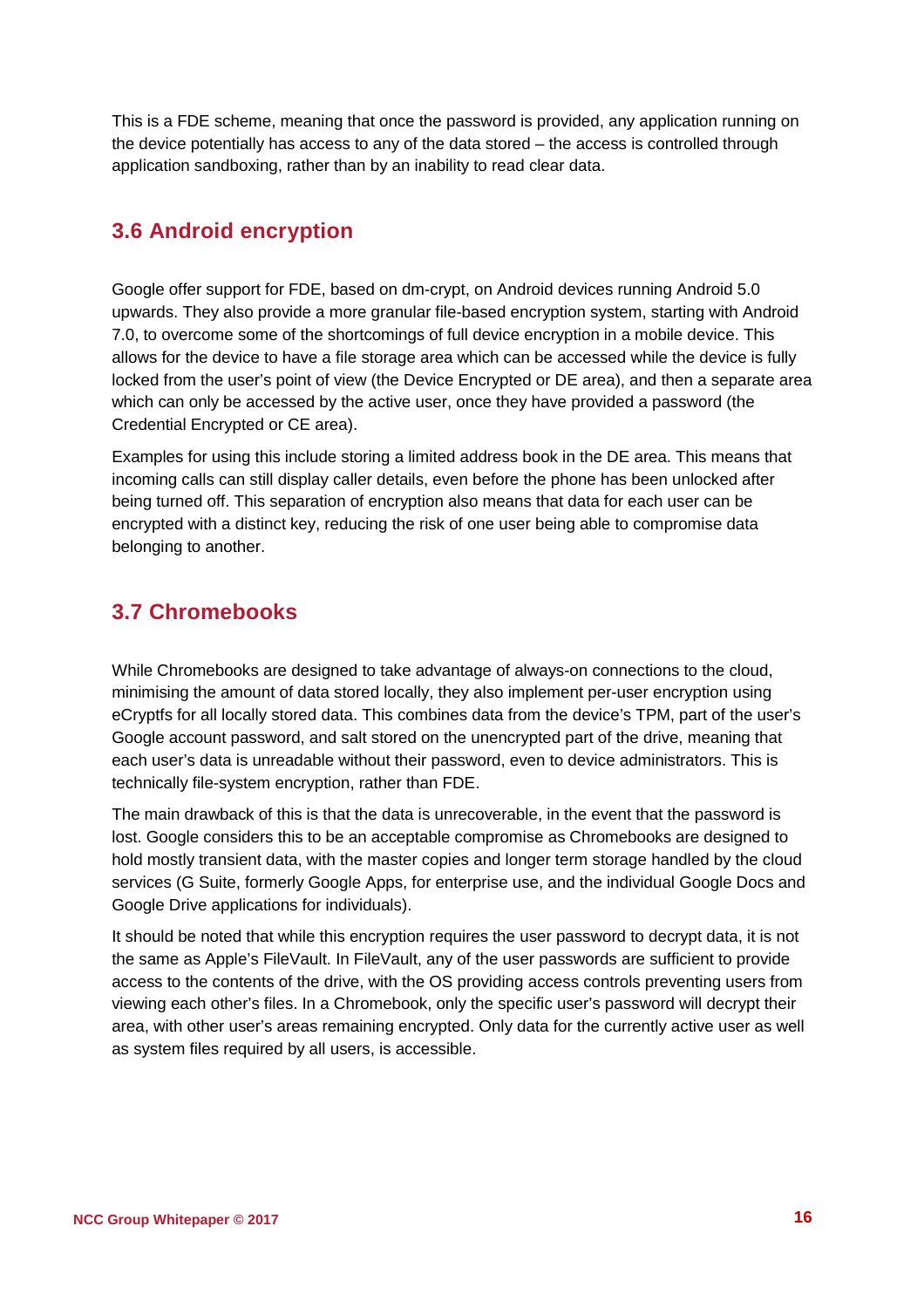This is a FDE scheme, meaning that once the password is provided, any application running on the device potentially has access to any of the data stored – the access is controlled through application sandboxing, rather than by an inability to read clear data.

## 3.6 Android encryption

Google offer support for FDE, based on dm-crypt, on Android devices running Android 5.0 upwards. They also provide a more granular file-based encryption system, starting with Android 7.0, to overcome some of the shortcomings of full device encryption in a mobile device. This allows for the device to have a file storage area which can be accessed while the device is fully locked from the user's point of view (the Device Encrypted or DE area), and then a separate area which can only be accessed by the active user, once they have provided a password (the Credential Encrypted or CE area).

Examples for using this include storing a limited address book in the DE area. This means that incoming calls can still display caller details, even before the phone has been unlocked after being turned off. This separation of encryption also means that data for each user can be encrypted with a distinct key, reducing the risk of one user being able to compromise data belonging to another.

## 3.7 Chromebooks

While Chromebooks are designed to take advantage of always-on connections to the cloud, minimising the amount of data stored locally, they also implement per-user encryption using eCryptfs for all locally stored data. This combines data from the device's TPM, part of the user's Google account password, and salt stored on the unencrypted part of the drive, meaning that each user's data is unreadable without their password, even to device administrators. This is technically file-system encryption, rather than FDE.

The main drawback of this is that the data is unrecoverable, in the event that the password is lost. Google considers this to be an acceptable compromise as Chromebooks are designed to hold mostly transient data, with the master copies and longer term storage handled by the cloud services (G Suite, formerly Google Apps, for enterprise use, and the individual Google Docs and Google Drive applications for individuals).

It should be noted that while this encryption requires the user password to decrypt data, it is not the same as Apple's FileVault. In FileVault, any of the user passwords are sufficient to provide access to the contents of the drive, with the OS providing access controls preventing users from viewing each other's files. In a Chromebook, only the specific user's password will decrypt their area, with other user's areas remaining encrypted. Only data for the currently active user as well as system files required by all users, is accessible.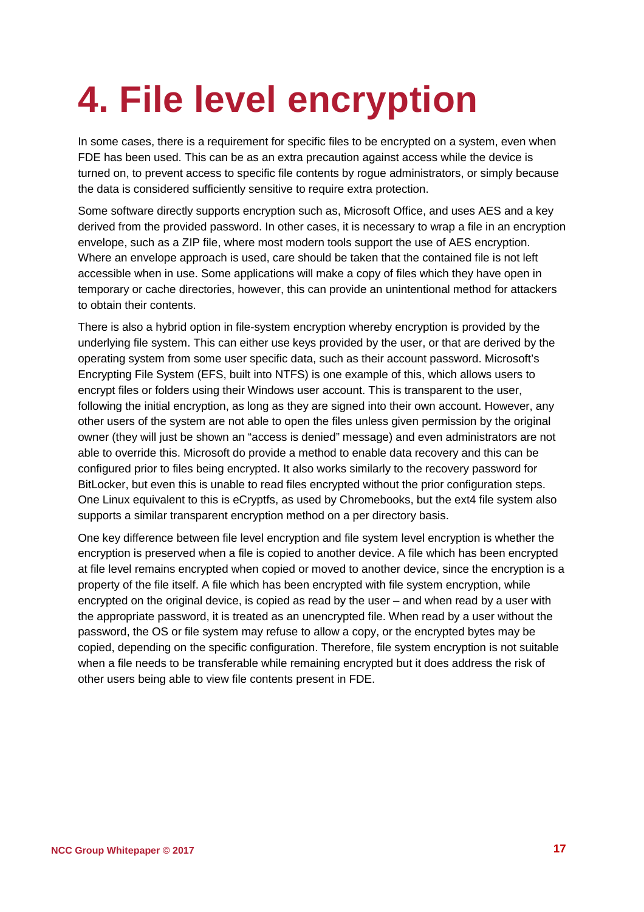# 4. File level encryption

In some cases, there is a requirement for specific files to be encrypted on a system, even when FDE has been used. This can be as an extra precaution against access while the device is turned on, to prevent access to specific file contents by rogue administrators, or simply because the data is considered sufficiently sensitive to require extra protection.

Some software directly supports encryption such as, Microsoft Office, and uses AES and a key derived from the provided password. In other cases, it is necessary to wrap a file in an encryption envelope, such as a ZIP file, where most modern tools support the use of AES encryption. Where an envelope approach is used, care should be taken that the contained file is not left accessible when in use. Some applications will make a copy of files which they have open in temporary or cache directories, however, this can provide an unintentional method for attackers to obtain their contents.

There is also a hybrid option in file-system encryption whereby encryption is provided by the underlying file system. This can either use keys provided by the user, or that are derived by the operating system from some user specific data, such as their account password. Microsoft's Encrypting File System (EFS, built into NTFS) is one example of this, which allows users to encrypt files or folders using their Windows user account. This is transparent to the user, following the initial encryption, as long as they are signed into their own account. However, any other users of the system are not able to open the files unless given permission by the original owner (they will just be shown an "access is denied" message) and even administrators are not able to override this. Microsoft do provide a method to enable data recovery and this can be configured prior to files being encrypted. It also works similarly to the recovery password for BitLocker, but even this is unable to read files encrypted without the prior configuration steps. One Linux equivalent to this is eCryptfs, as used by Chromebooks, but the ext4 file system also supports a similar transparent encryption method on a per directory basis.

One key difference between file level encryption and file system level encryption is whether the encryption is preserved when a file is copied to another device. A file which has been encrypted at file level remains encrypted when copied or moved to another device, since the encryption is a property of the file itself. A file which has been encrypted with file system encryption, while encrypted on the original device, is copied as read by the user – and when read by a user with the appropriate password, it is treated as an unencrypted file. When read by a user without the password, the OS or file system may refuse to allow a copy, or the encrypted bytes may be copied, depending on the specific configuration. Therefore, file system encryption is not suitable when a file needs to be transferable while remaining encrypted but it does address the risk of other users being able to view file contents present in FDE.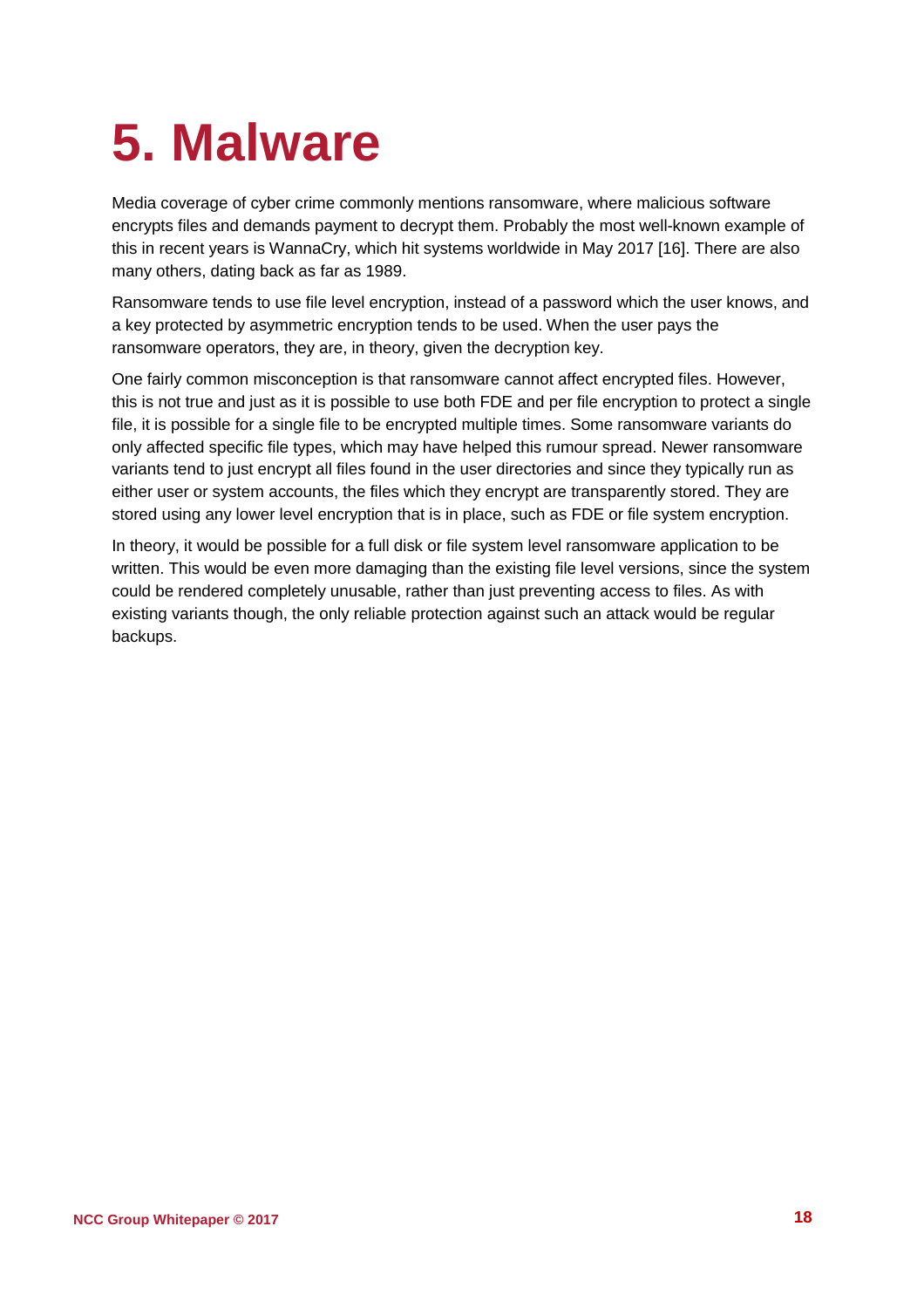# 5. Malware

Media coverage of cyber crime commonly mentions ransomware, where malicious software encrypts files and demands payment to decrypt them. Probably the most well-known example of this in recent years is WannaCry, which hit systems worldwide in May 2017 [16]. There are also many others, dating back as far as 1989.

Ransomware tends to use file level encryption, instead of a password which the user knows, and a key protected by asymmetric encryption tends to be used. When the user pays the ransomware operators, they are, in theory, given the decryption key.

One fairly common misconception is that ransomware cannot affect encrypted files. However, this is not true and just as it is possible to use both FDE and per file encryption to protect a single file, it is possible for a single file to be encrypted multiple times. Some ransomware variants do only affected specific file types, which may have helped this rumour spread. Newer ransomware variants tend to just encrypt all files found in the user directories and since they typically run as either user or system accounts, the files which they encrypt are transparently stored. They are stored using any lower level encryption that is in place, such as FDE or file system encryption.

In theory, it would be possible for a full disk or file system level ransomware application to be written. This would be even more damaging than the existing file level versions, since the system could be rendered completely unusable, rather than just preventing access to files. As with existing variants though, the only reliable protection against such an attack would be regular backups.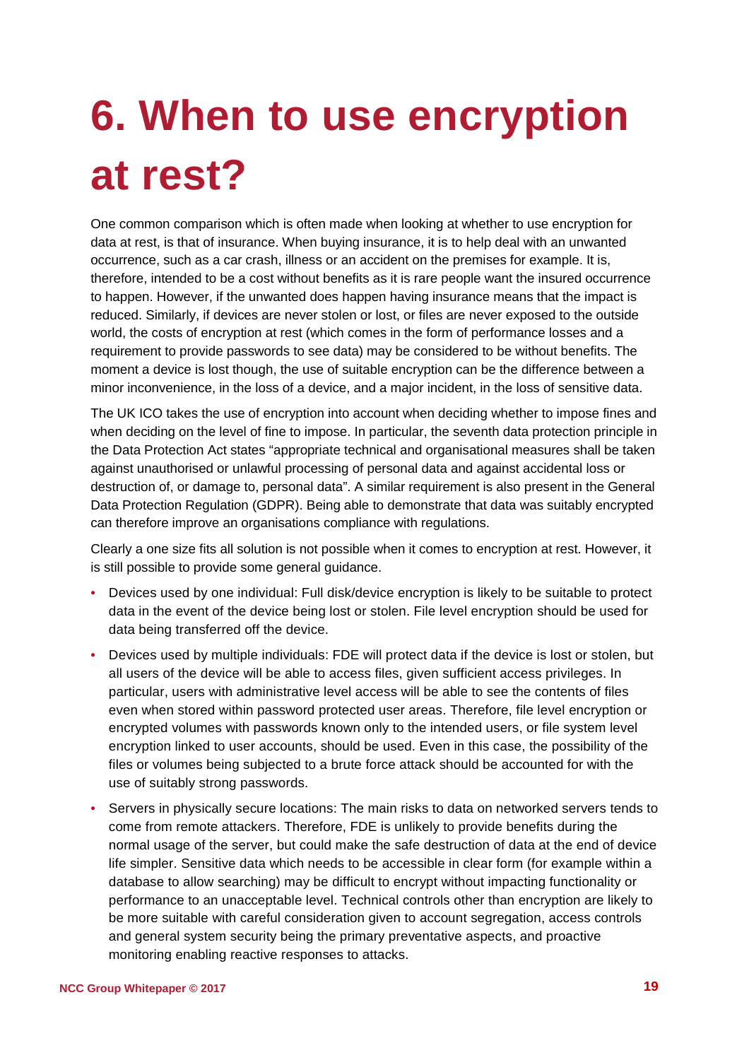# 6. When to use encryption at rest?

One common comparison which is often made when looking at whether to use encryption for data at rest, is that of insurance. When buying insurance, it is to help deal with an unwanted occurrence, such as a car crash, illness or an accident on the premises for example. It is, therefore, intended to be a cost without benefits as it is rare people want the insured occurrence to happen. However, if the unwanted does happen having insurance means that the impact is reduced. Similarly, if devices are never stolen or lost, or files are never exposed to the outside world, the costs of encryption at rest (which comes in the form of performance losses and a requirement to provide passwords to see data) may be considered to be without benefits. The moment a device is lost though, the use of suitable encryption can be the difference between a minor inconvenience, in the loss of a device, and a major incident, in the loss of sensitive data.

The UK ICO takes the use of encryption into account when deciding whether to impose fines and when deciding on the level of fine to impose. In particular, the seventh data protection principle in the Data Protection Act states "appropriate technical and organisational measures shall be taken against unauthorised or unlawful processing of personal data and against accidental loss or destruction of, or damage to, personal data". A similar requirement is also present in the General Data Protection Regulation (GDPR). Being able to demonstrate that data was suitably encrypted can therefore improve an organisations compliance with regulations.

Clearly a one size fits all solution is not possible when it comes to encryption at rest. However, it is still possible to provide some general guidance.

- Devices used by one individual: Full disk/device encryption is likely to be suitable to protect data in the event of the device being lost or stolen. File level encryption should be used for data being transferred off the device.
- Devices used by multiple individuals: FDE will protect data if the device is lost or stolen, but all users of the device will be able to access files, given sufficient access privileges. In particular, users with administrative level access will be able to see the contents of files even when stored within password protected user areas. Therefore, file level encryption or encrypted volumes with passwords known only to the intended users, or file system level encryption linked to user accounts, should be used. Even in this case, the possibility of the files or volumes being subjected to a brute force attack should be accounted for with the use of suitably strong passwords.
- Servers in physically secure locations: The main risks to data on networked servers tends to come from remote attackers. Therefore, FDE is unlikely to provide benefits during the normal usage of the server, but could make the safe destruction of data at the end of device life simpler. Sensitive data which needs to be accessible in clear form (for example within a database to allow searching) may be difficult to encrypt without impacting functionality or performance to an unacceptable level. Technical controls other than encryption are likely to be more suitable with careful consideration given to account segregation, access controls and general system security being the primary preventative aspects, and proactive monitoring enabling reactive responses to attacks.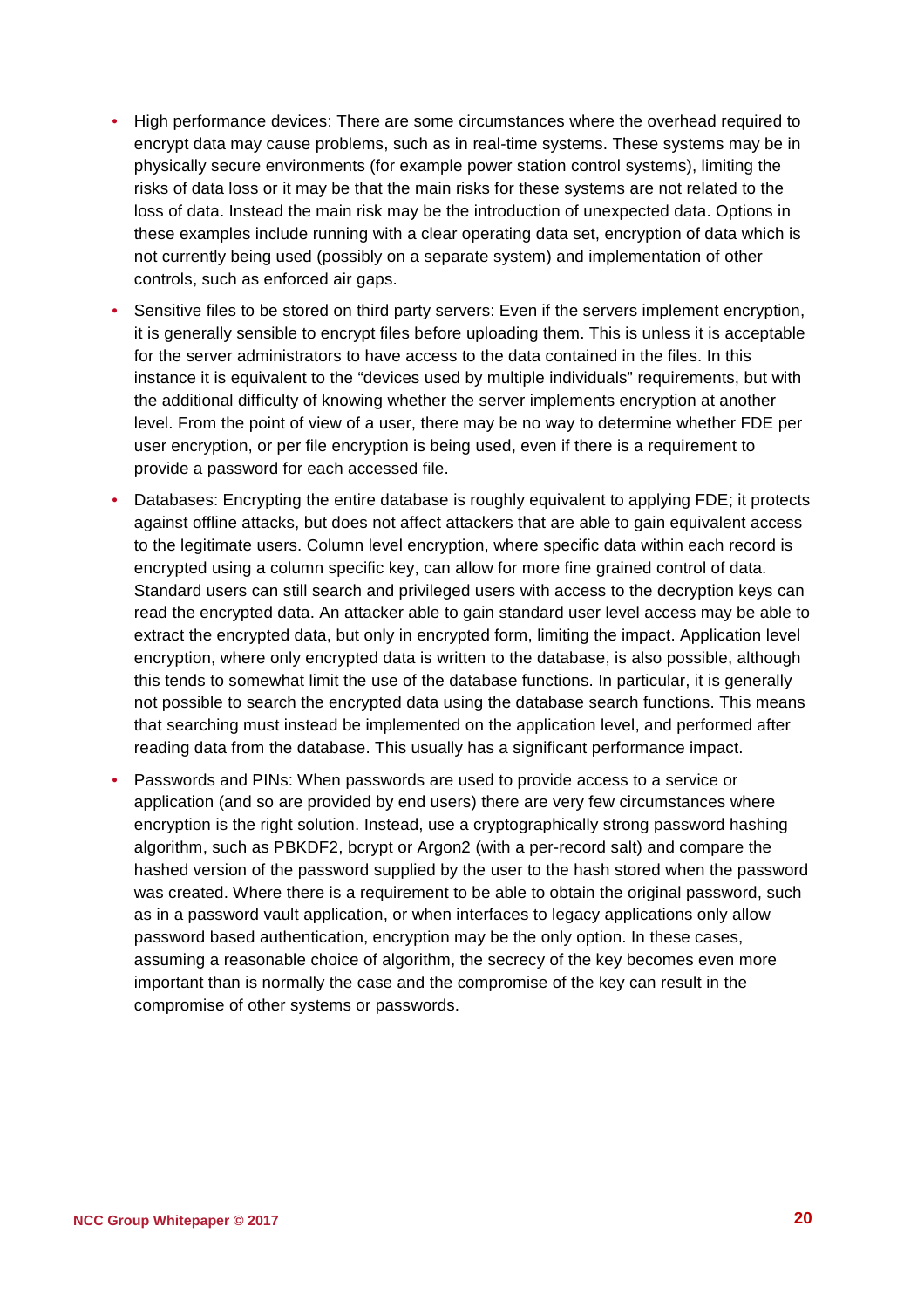- High performance devices: There are some circumstances where the overhead required to encrypt data may cause problems, such as in real-time systems. These systems may be in physically secure environments (for example power station control systems), limiting the risks of data loss or it may be that the main risks for these systems are not related to the loss of data. Instead the main risk may be the introduction of unexpected data. Options in these examples include running with a clear operating data set, encryption of data which is not currently being used (possibly on a separate system) and implementation of other controls, such as enforced air gaps.
- Sensitive files to be stored on third party servers: Even if the servers implement encryption, it is generally sensible to encrypt files before uploading them. This is unless it is acceptable for the server administrators to have access to the data contained in the files. In this instance it is equivalent to the "devices used by multiple individuals" requirements, but with the additional difficulty of knowing whether the server implements encryption at another level. From the point of view of a user, there may be no way to determine whether FDE per user encryption, or per file encryption is being used, even if there is a requirement to provide a password for each accessed file.
- Databases: Encrypting the entire database is roughly equivalent to applying FDE; it protects against offline attacks, but does not affect attackers that are able to gain equivalent access to the legitimate users. Column level encryption, where specific data within each record is encrypted using a column specific key, can allow for more fine grained control of data. Standard users can still search and privileged users with access to the decryption keys can read the encrypted data. An attacker able to gain standard user level access may be able to extract the encrypted data, but only in encrypted form, limiting the impact. Application level encryption, where only encrypted data is written to the database, is also possible, although this tends to somewhat limit the use of the database functions. In particular, it is generally not possible to search the encrypted data using the database search functions. This means that searching must instead be implemented on the application level, and performed after reading data from the database. This usually has a significant performance impact.
- Passwords and PINs: When passwords are used to provide access to a service or application (and so are provided by end users) there are very few circumstances where encryption is the right solution. Instead, use a cryptographically strong password hashing algorithm, such as PBKDF2, bcrypt or Argon2 (with a per-record salt) and compare the hashed version of the password supplied by the user to the hash stored when the password was created. Where there is a requirement to be able to obtain the original password, such as in a password vault application, or when interfaces to legacy applications only allow password based authentication, encryption may be the only option. In these cases, assuming a reasonable choice of algorithm, the secrecy of the key becomes even more important than is normally the case and the compromise of the key can result in the compromise of other systems or passwords.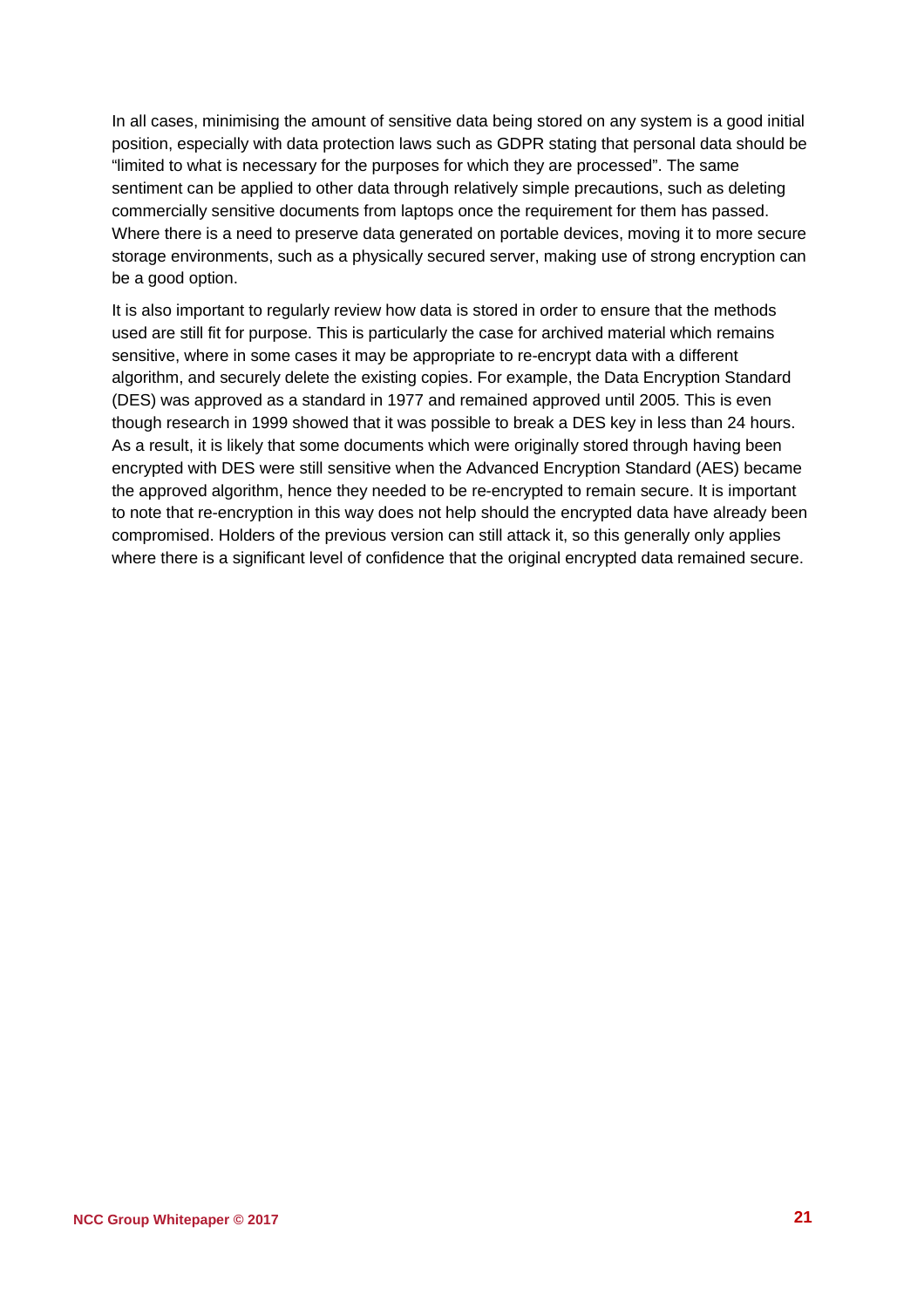In all cases, minimising the amount of sensitive data being stored on any system is a good initial position, especially with data protection laws such as GDPR stating that personal data should be "limited to what is necessary for the purposes for which they are processed". The same sentiment can be applied to other data through relatively simple precautions, such as deleting commercially sensitive documents from laptops once the requirement for them has passed. Where there is a need to preserve data generated on portable devices, moving it to more secure storage environments, such as a physically secured server, making use of strong encryption can be a good option.

It is also important to regularly review how data is stored in order to ensure that the methods used are still fit for purpose. This is particularly the case for archived material which remains sensitive, where in some cases it may be appropriate to re-encrypt data with a different algorithm, and securely delete the existing copies. For example, the Data Encryption Standard (DES) was approved as a standard in 1977 and remained approved until 2005. This is even though research in 1999 showed that it was possible to break a DES key in less than 24 hours. As a result, it is likely that some documents which were originally stored through having been encrypted with DES were still sensitive when the Advanced Encryption Standard (AES) became the approved algorithm, hence they needed to be re-encrypted to remain secure. It is important to note that re-encryption in this way does not help should the encrypted data have already been compromised. Holders of the previous version can still attack it, so this generally only applies where there is a significant level of confidence that the original encrypted data remained secure.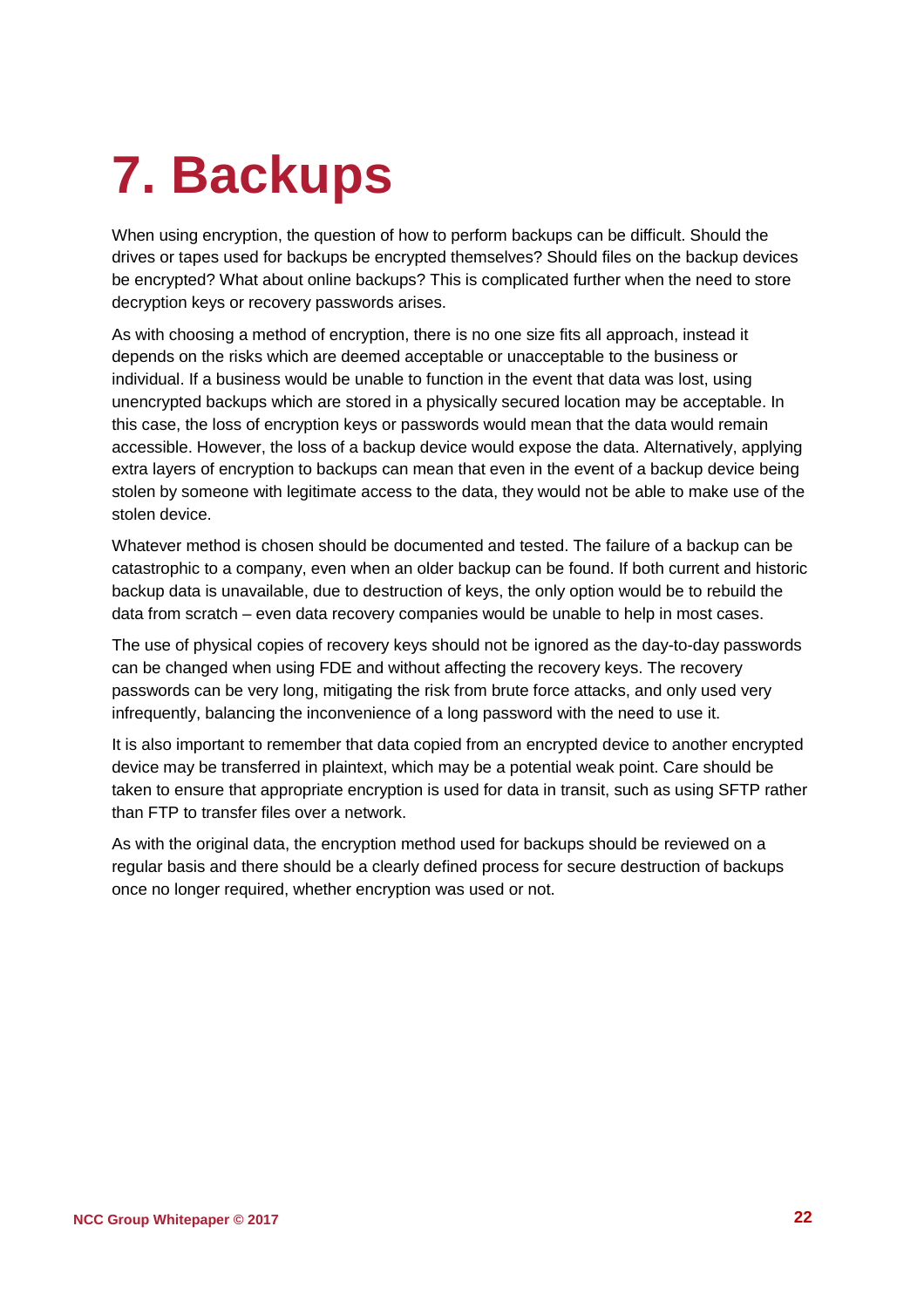# 7. Backups

When using encryption, the question of how to perform backups can be difficult. Should the drives or tapes used for backups be encrypted themselves? Should files on the backup devices be encrypted? What about online backups? This is complicated further when the need to store decryption keys or recovery passwords arises.

As with choosing a method of encryption, there is no one size fits all approach, instead it depends on the risks which are deemed acceptable or unacceptable to the business or individual. If a business would be unable to function in the event that data was lost, using unencrypted backups which are stored in a physically secured location may be acceptable. In this case, the loss of encryption keys or passwords would mean that the data would remain accessible. However, the loss of a backup device would expose the data. Alternatively, applying extra layers of encryption to backups can mean that even in the event of a backup device being stolen by someone with legitimate access to the data, they would not be able to make use of the stolen device.

Whatever method is chosen should be documented and tested. The failure of a backup can be catastrophic to a company, even when an older backup can be found. If both current and historic backup data is unavailable, due to destruction of keys, the only option would be to rebuild the data from scratch – even data recovery companies would be unable to help in most cases.

The use of physical copies of recovery keys should not be ignored as the day-to-day passwords can be changed when using FDE and without affecting the recovery keys. The recovery passwords can be very long, mitigating the risk from brute force attacks, and only used very infrequently, balancing the inconvenience of a long password with the need to use it.

It is also important to remember that data copied from an encrypted device to another encrypted device may be transferred in plaintext, which may be a potential weak point. Care should be taken to ensure that appropriate encryption is used for data in transit, such as using SFTP rather than FTP to transfer files over a network.

As with the original data, the encryption method used for backups should be reviewed on a regular basis and there should be a clearly defined process for secure destruction of backups once no longer required, whether encryption was used or not.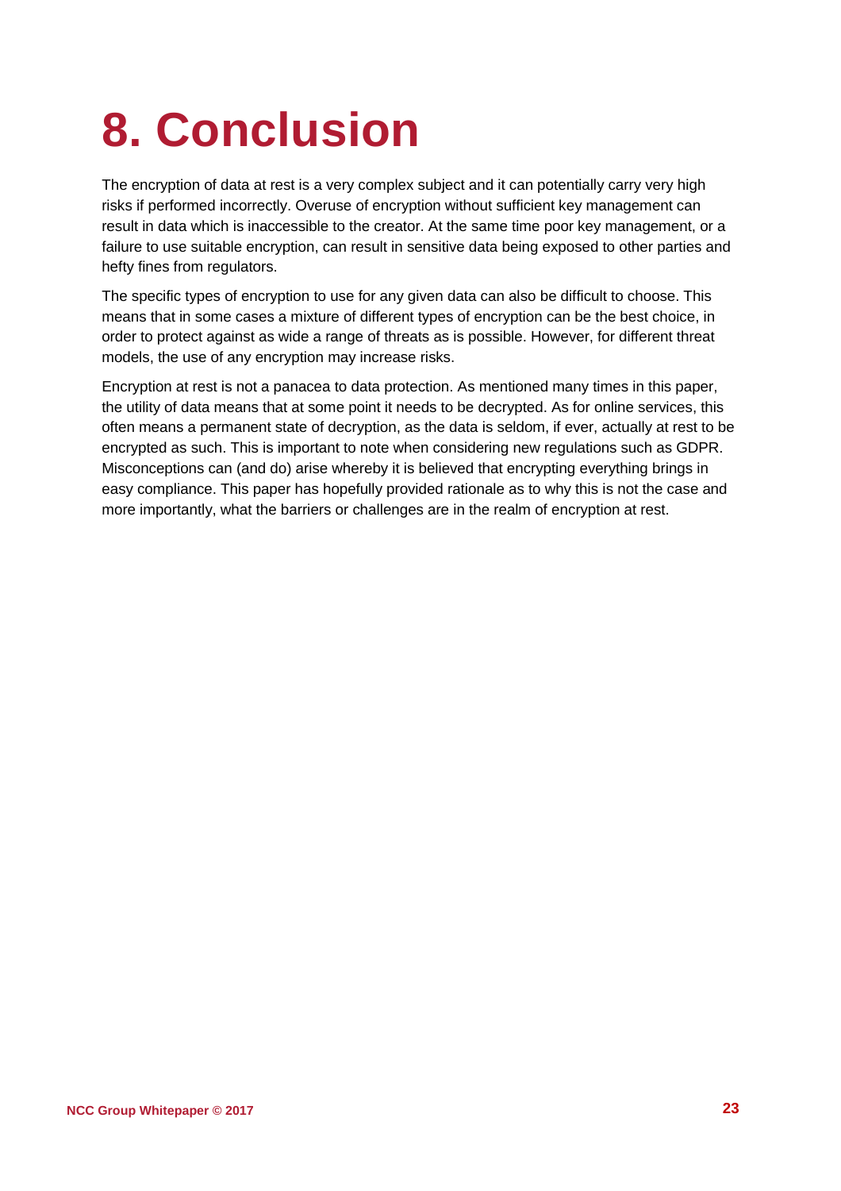# 8. Conclusion

The encryption of data at rest is a very complex subject and it can potentially carry very high risks if performed incorrectly. Overuse of encryption without sufficient key management can result in data which is inaccessible to the creator. At the same time poor key management, or a failure to use suitable encryption, can result in sensitive data being exposed to other parties and hefty fines from regulators.

The specific types of encryption to use for any given data can also be difficult to choose. This means that in some cases a mixture of different types of encryption can be the best choice, in order to protect against as wide a range of threats as is possible. However, for different threat models, the use of any encryption may increase risks.

Encryption at rest is not a panacea to data protection. As mentioned many times in this paper, the utility of data means that at some point it needs to be decrypted. As for online services, this often means a permanent state of decryption, as the data is seldom, if ever, actually at rest to be encrypted as such. This is important to note when considering new regulations such as GDPR. Misconceptions can (and do) arise whereby it is believed that encrypting everything brings in easy compliance. This paper has hopefully provided rationale as to why this is not the case and more importantly, what the barriers or challenges are in the realm of encryption at rest.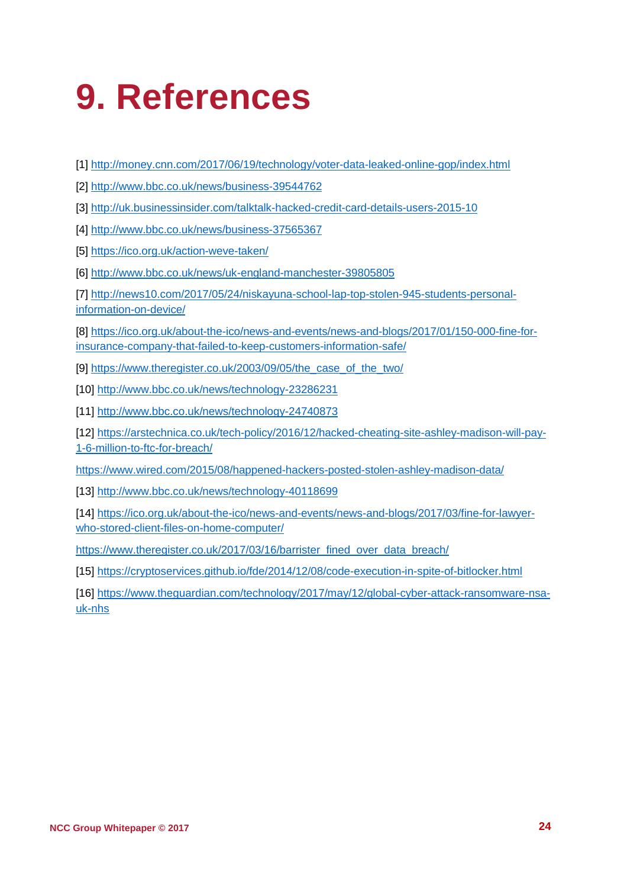# 9. References

[1] http://money.cnn.com/2017/06/19/technology/voter-data-leaked-online-gop/index.html

[2] http://www.bbc.co.uk/news/business-39544762

[3] http://uk.businessinsider.com/talktalk-hacked-credit-card-details-users-2015-10

[4] http://www.bbc.co.uk/news/business-37565367

[5] https://ico.org.uk/action-weve-taken/

[6] http://www.bbc.co.uk/news/uk-england-manchester-39805805

[7] http://news10.com/2017/05/24/niskayuna-school-lap-top-stolen-945-students-personal-information-on-device/

[8] https://ico.org.uk/about-the-ico/news-and-events/news-and-blogs/2017/01/150-000-fine-for-insurance-company-that-failed-to-keep-customers-information-safe/

[9] https://www.theregister.co.uk/2003/09/05/the_case_of_the_two/

[10] http://www.bbc.co.uk/news/technology-23286231

[11] http://www.bbc.co.uk/news/technology-24740873

[12] https://arstechnica.co.uk/tech-policy/2016/12/hacked-cheating-site-ashley-madison-will-pay-1-6-million-to-ftc-for-breach/

https://www.wired.com/2015/08/happened-hackers-posted-stolen-ashley-madison-data/

[13] http://www.bbc.co.uk/news/technology-40118699

[14] https://ico.org.uk/about-the-ico/news-and-events/news-and-blogs/2017/03/fine-for-lawyer-who-stored-client-files-on-home-computer/

https://www.theregister.co.uk/2017/03/16/barrister_fined_over_data_breach/

[15] https://cryptoservices.github.io/fde/2014/12/08/code-execution-in-spite-of-bitlocker.html

[16] https://www.theguardian.com/technology/2017/may/12/global-cyber-attack-ransomware-nsa-uk-nhs